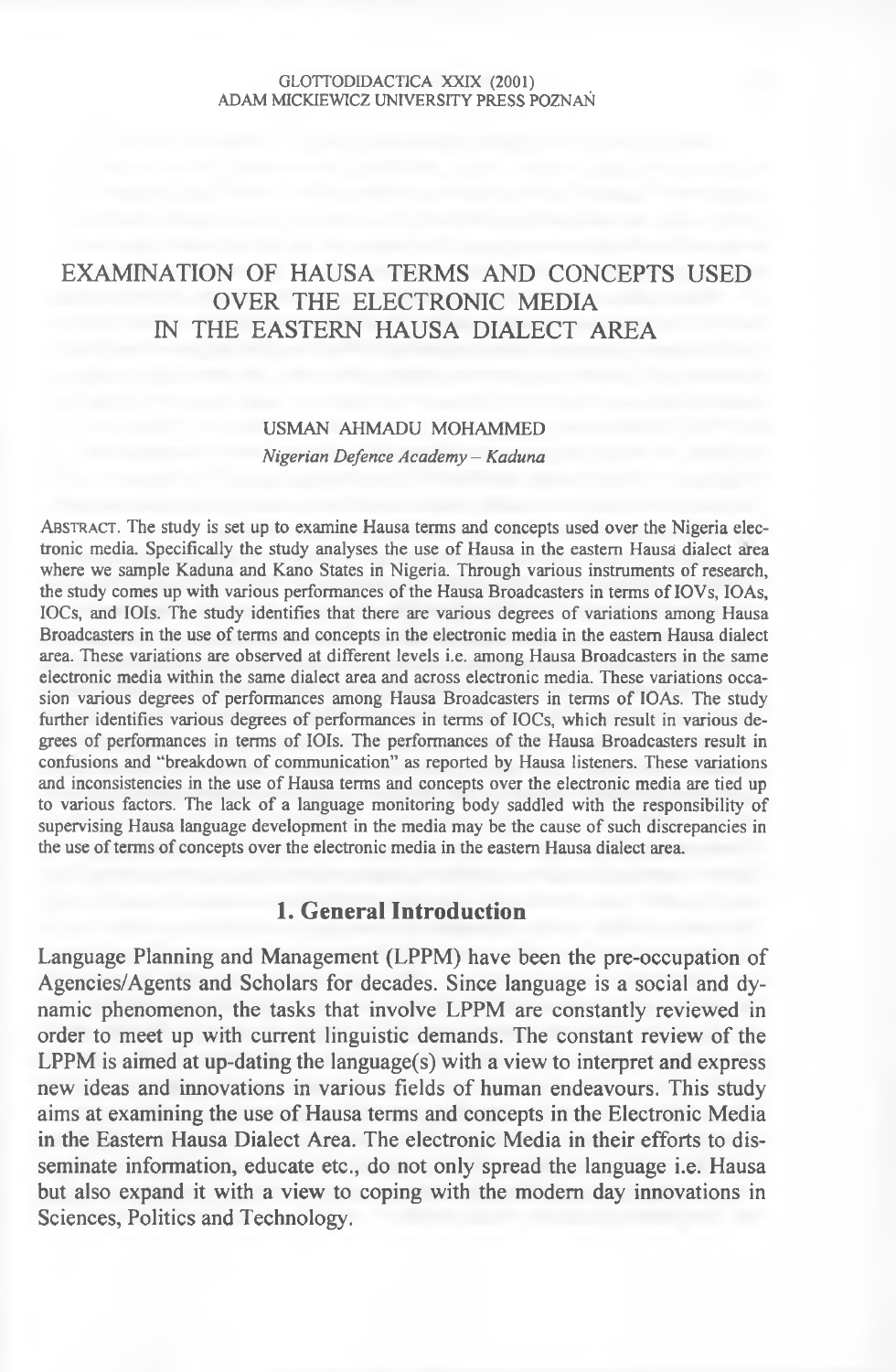# EXAMINATION OF HAUSA TERMS AND CONCEPTS USED OVER THE ELECTRONIC MEDIA IN THE EASTERN HAUSA DIALECT AREA

USMAN AHMADU MOHAMMED

*Nigerian Defence Academy – Kaduna*

ABSTRACT. The study is set up to examine Hausa terms and concepts used over the Nigeria electronic media. Specifically the study analyses the use of Hausa in the eastern Hausa dialect area where we sample Kaduna and Kano States in Nigeria. Through various instruments of research, the study comes up with various performances of the Hausa Broadcasters in terms of IOVs, IOAs, IOCs, and IOIs. The study identifies that there are various degrees of variations among Hausa Broadcasters in the use of terms and concepts in the electronic media in the eastern Hausa dialect area. These variations are observed at different levels i.e. among Hausa Broadcasters in the same electronic media within the same dialect area and across electronic media. These variations occasion various degrees of performances among Hausa Broadcasters in terms of IOAs. The study further identifies various degrees of performances in terms of IOCs, which result in various degrees of performances in terms of IOIs. The performances of the Hausa Broadcasters result in confusions and "breakdown of communication" as reported by Hausa listeners. These variations and inconsistencies in the use of Hausa terms and concepts over the electronic media are tied up to various factors. The lack of a language monitoring body saddled with the responsibility of supervising Hausa language development in the media may be the cause of such discrepancies in the use of terms of concepts over the electronic media in the eastern Hausa dialect area.

## 1. General Introduction

Language Planning and Management (LPPM) have been the pre-occupation of Agencies/Agents and Scholars for decades. Since language is a social and dynamic phenomenon, the tasks that involve LPPM are constantly reviewed in order to meet up with current linguistic demands. The constant review of the LPPM is aimed at up-dating the language(s) with a view to interpret and express new ideas and innovations in various fields of human endeavours. This study aims at examining the use of Hausa terms and concepts in the Electronic Media in the Eastern Hausa Dialect Area. The electronic Media in their efforts to disseminate information, educate etc., do not only spread the language i.e. Hausa but also expand it with a view to coping with the modern day innovations in Sciences, Politics and Technology.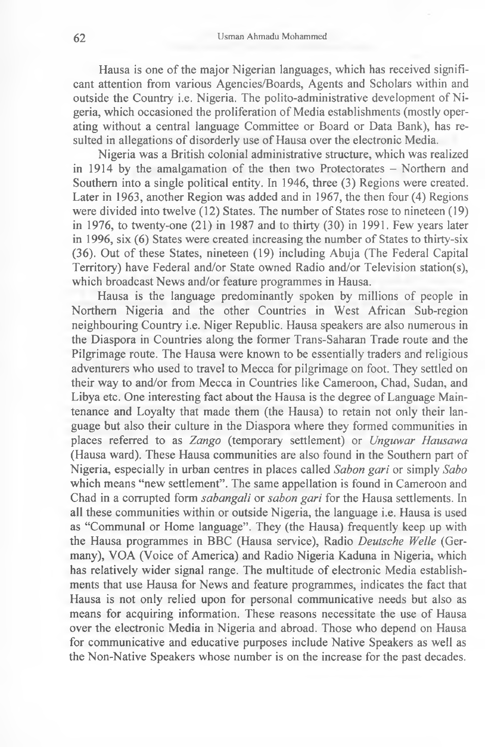Hausa is one of the major Nigerian languages, which has received significant attention from various Agencies/Boards, Agents and Scholars within and outside the Country i.e. Nigeria. The polito-administrative development of Nigeria, which occasioned the proliferation of Media establishments (mostly operating without a central language Committee or Board or Data Bank), has resulted in allegations of disorderly use of Hausa over the electronic Media.

Nigeria was a British colonial administrative structure, which was realized in 1914 by the amalgamation of the then two Protectorates – Northern and Southern into a single political entity. In 1946, three (3) Regions were created. Later in 1963, another Region was added and in 1967, the then four (4) Regions were divided into twelve (12) States. The number of States rose to nineteen (19) in 1976, to twenty-one (21) in 1987 and to thirty (30) in 1991. Few years later in 1996, six (6) States were created increasing the number of States to thirty-six (36). Out of these States, nineteen (19) including Abuja (The Federal Capital Territory) have Federal and/or State owned Radio and/or Television station(s), which broadcast News and/or feature programmes in Hausa.

Hausa is the language predominantly spoken by millions of people in Northern Nigeria and the other Countries in West African Sub-region neighbouring Country i.e. Niger Republic. Hausa speakers are also numerous in the Diaspora in Countries along the former Trans-Saharan Trade route and the Pilgrimage route. The Hausa were known to be essentially traders and religious adventurers who used to travel to Mecca for pilgrimage on foot. They settled on their way to and/or from Mecca in Countries like Cameroon, Chad, Sudan, and Libya etc. One interesting fact about the Hausa is the degree of Language Maintenance and Loyalty that made them (the Hausa) to retain not only their language but also their culture in the Diaspora where they formed communities in places referred to as *Zango* (temporary settlement) or *Unguwar Hausawa* (Hausa ward). These Hausa communities are also found in the Southern part of Nigeria, especially in urban centres in places called *Sabon gari* or simply *Sabo* which means "new settlement". The same appellation is found in Cameroon and Chad in a corrupted form *sabangali* or *sabon gari* for the Hausa settlements. In all these communities within or outside Nigeria, the language i.e. Hausa is used as "Communal or Home language". They (the Hausa) frequently keep up with the Hausa programmes in BBC (Hausa service), Radio *Deutsche Welle* (Germany), VOA (Voice of America) and Radio Nigeria Kaduna in Nigeria, which has relatively wider signal range. The multitude of electronic Media establishments that use Hausa for News and feature programmes, indicates the fact that Hausa is not only relied upon for personal communicative needs but also as means for acquiring information. These reasons necessitate the use of Hausa over the electronic Media in Nigeria and abroad. Those who depend on Hausa for communicative and educative purposes include Native Speakers as well as the Non-Native Speakers whose number is on the increase for the past decades.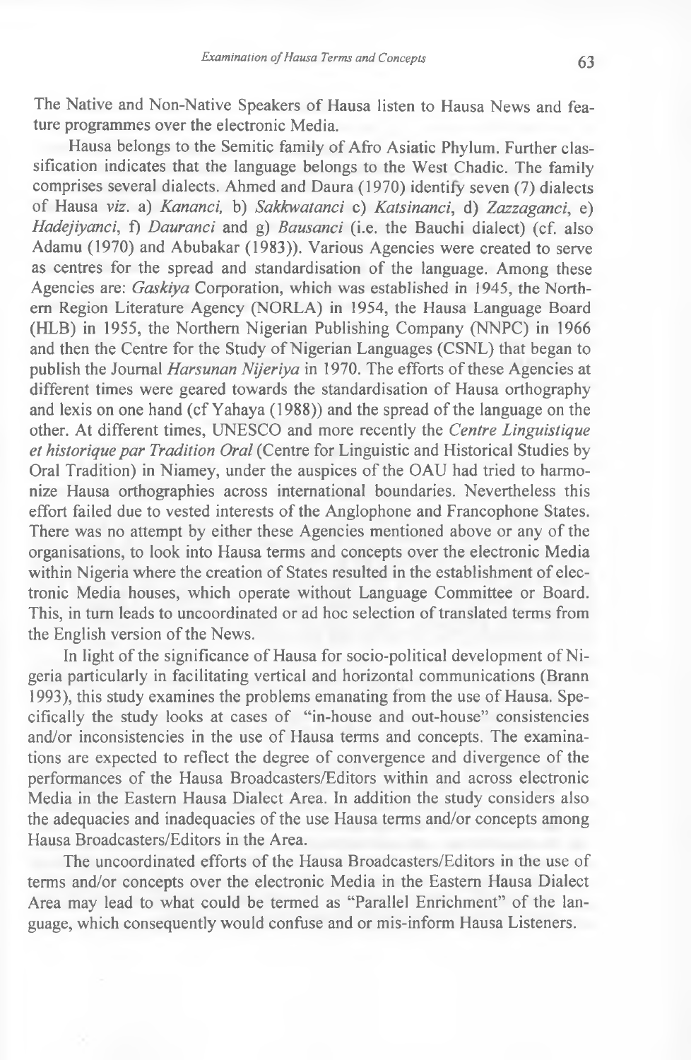The Native and Non-Native Speakers of Hausa listen to Hausa News and feature programmes over the electronic Media.

Hausa belongs to the Semitic family of Afro Asiatic Phylum. Further classification indicates that the language belongs to the West Chadic. The family comprises several dialects. Ahmed and Daura (1970) identify seven (7) dialects of Hausa *viz.* a) *Kananci,* b) *Sakkwatanci* c) *Katsinanci*, d) *Zazzaganci*, e) *Hadejiyanci*, f) *Dauranci* and g) *Bausanci* (i.e. the Bauchi dialect) (cf. also Adamu (1970) and Abubakar (1983)). Various Agencies were created to serve as centres for the spread and standardisation of the language. Among these Agencies are: *Gaskiya* Corporation, which was established in 1945, the Northern Region Literature Agency (NORLA) in 1954, the Hausa Language Board (HLB) in 1955, the Northern Nigerian Publishing Company (NNPC) in 1966 and then the Centre for the Study of Nigerian Languages (CSNL) that began to publish the Journal *Harsunan Nijeriya* in 1970. The efforts of these Agencies at different times were geared towards the standardisation of Hausa orthography and lexis on one hand (cf Yahaya (1988)) and the spread of the language on the other. At different times, UNESCO and more recently the *Centre Linguistique et historique par Tradition Oral* (Centre for Linguistic and Historical Studies by Oral Tradition) in Niamey, under the auspices of the OAU had tried to harmonize Hausa orthographies across international boundaries. Nevertheless this effort failed due to vested interests of the Anglophone and Francophone States. There was no attempt by either these Agencies mentioned above or any of the organisations, to look into Hausa terms and concepts over the electronic Media within Nigeria where the creation of States resulted in the establishment of electronic Media houses, which operate without Language Committee or Board. This, in turn leads to uncoordinated or ad hoc selection of translated terms from the English version of the News.

In light of the significance of Hausa for socio-political development of Nigeria particularly in facilitating vertical and horizontal communications (Brann 1993), this study examines the problems emanating from the use of Hausa. Specifically the study looks at cases of "in-house and out-house" consistencies and/or inconsistencies in the use of Hausa terms and concepts. The examinations are expected to reflect the degree of convergence and divergence of the performances of the Hausa Broadcasters/Editors within and across electronic Media in the Eastern Hausa Dialect Area. In addition the study considers also the adequacies and inadequacies of the use Hausa terms and/or concepts among Hausa Broadcasters/Editors in the Area.

The uncoordinated efforts of the Hausa Broadcasters/Editors in the use of terms and/or concepts over the electronic Media in the Eastern Hausa Dialect Area may lead to what could be termed as "Parallel Enrichment" of the language, which consequently would confuse and or mis-inform Hausa Listeners.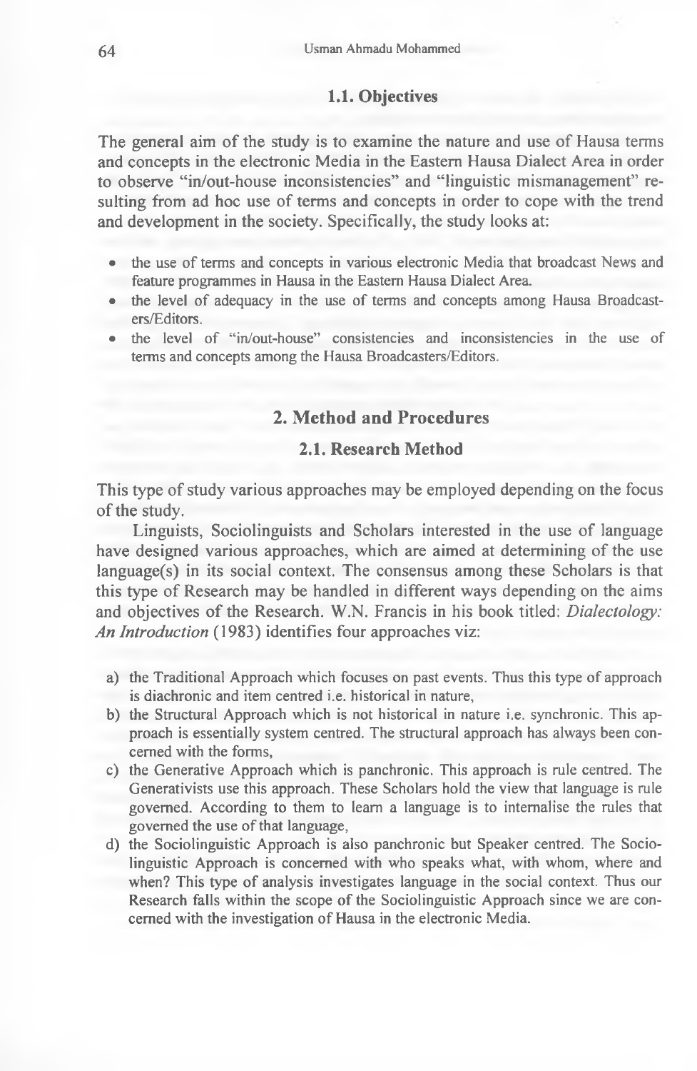### 1.1. Objectives

The general aim of the study is to examine the nature and use of Hausa terms and concepts in the electronic Media in the Eastern Hausa Dialect Area in order to observe "in/out-house inconsistencies" and "linguistic mismanagement" resulting from ad hoc use of terms and concepts in order to cope with the trend and development in the society. Specifically, the study looks at:

- the use of terms and concepts in various electronic Media that broadcast News and feature programmes in Hausa in the Eastern Hausa Dialect Area.
- the level of adequacy in the use of terms and concepts among Hausa Broadcasters/Editors.
- the level of "in/out-house" consistencies and inconsistencies in the use of terms and concepts among the Hausa Broadcasters/Editors.

## 2. Method and Procedures

### 2.1. Research Method

This type of study various approaches may be employed depending on the focus of the study.

Linguists, Sociolinguists and Scholars interested in the use of language have designed various approaches, which are aimed at determining of the use language(s) in its social context. The consensus among these Scholars is that this type of Research may be handled in different ways depending on the aims and objectives of the Research. W.N. Francis in his book titled: *Dialectology: An Introduction* (1983) identifies four approaches viz:

a) the Traditional Approach which focuses on past events. Thus this type of approach is diachronic and item centred i.e. historical in nature,
b) the Structural Approach which is not historical in nature i.e. synchronic. This approach is essentially system centred. The structural approach has always been concerned with the forms,
c) the Generative Approach which is panchronic. This approach is rule centred. The Generativists use this approach. These Scholars hold the view that language is rule governed. According to them to learn a language is to internalise the rules that governed the use of that language,
d) the Sociolinguistic Approach is also panchronic but Speaker centred. The Sociolinguistic Approach is concerned with who speaks what, with whom, where and when? This type of analysis investigates language in the social context. Thus our Research falls within the scope of the Sociolinguistic Approach since we are concerned with the investigation of Hausa in the electronic Media.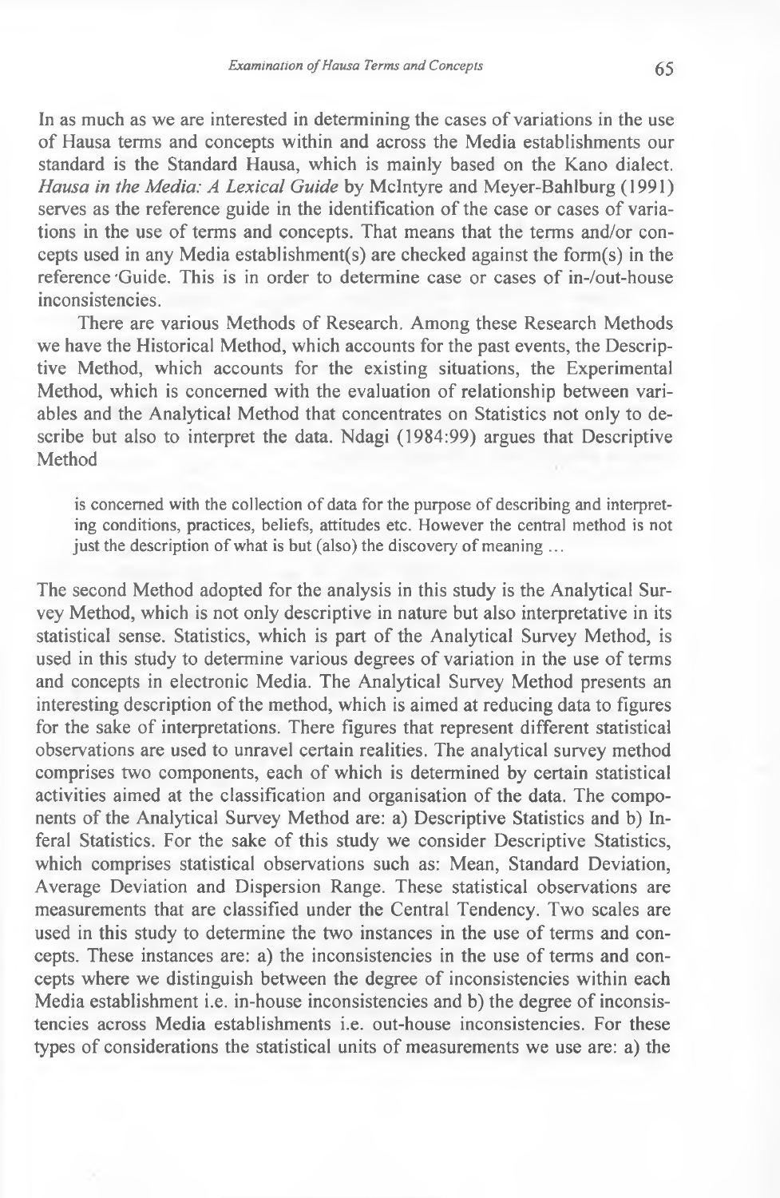In as much as we are interested in determining the cases of variations in the use of Hausa terms and concepts within and across the Media establishments our standard is the Standard Hausa, which is mainly based on the Kano dialect. *Hausa in the Media: A Lexical Guide* by McIntyre and Meyer-Bahlburg (1991) serves as the reference guide in the identification of the case or cases of variations in the use of terms and concepts. That means that the terms and/or concepts used in any Media establishment(s) are checked against the form(s) in the reference Guide. This is in order to determine case or cases of in-/out-house inconsistencies.

There are various Methods of Research. Among these Research Methods we have the Historical Method, which accounts for the past events, the Descriptive Method, which accounts for the existing situations, the Experimental Method, which is concerned with the evaluation of relationship between variables and the Analytical Method that concentrates on Statistics not only to describe but also to interpret the data. Ndagi (1984:99) argues that Descriptive Method

> is concerned with the collection of data for the purpose of describing and interpreting conditions, practices, beliefs, attitudes etc. However the central method is not just the description of what is but (also) the discovery of meaning …

The second Method adopted for the analysis in this study is the Analytical Survey Method, which is not only descriptive in nature but also interpretative in its statistical sense. Statistics, which is part of the Analytical Survey Method, is used in this study to determine various degrees of variation in the use of terms and concepts in electronic Media. The Analytical Survey Method presents an interesting description of the method, which is aimed at reducing data to figures for the sake of interpretations. There figures that represent different statistical observations are used to unravel certain realities. The analytical survey method comprises two components, each of which is determined by certain statistical activities aimed at the classification and organisation of the data. The components of the Analytical Survey Method are: a) Descriptive Statistics and b) Inferal Statistics. For the sake of this study we consider Descriptive Statistics, which comprises statistical observations such as: Mean, Standard Deviation, Average Deviation and Dispersion Range. These statistical observations are measurements that are classified under the Central Tendency. Two scales are used in this study to determine the two instances in the use of terms and concepts. These instances are: a) the inconsistencies in the use of terms and concepts where we distinguish between the degree of inconsistencies within each Media establishment i.e. in-house inconsistencies and b) the degree of inconsistencies across Media establishments i.e. out-house inconsistencies. For these types of considerations the statistical units of measurements we use are: a) the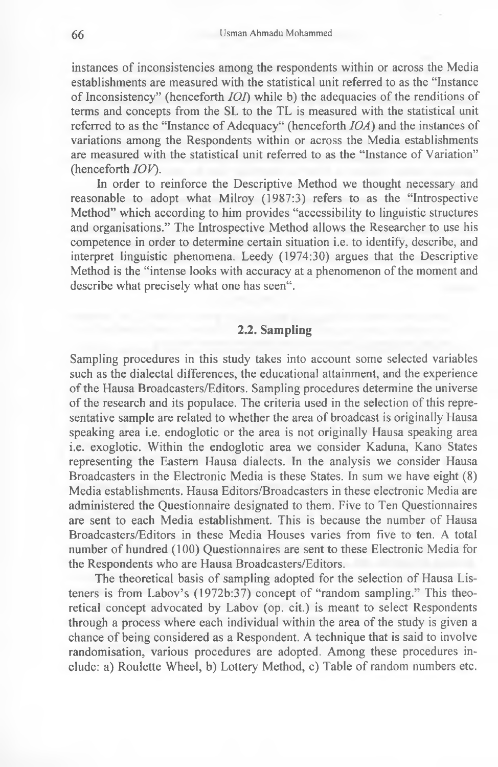instances of inconsistencies among the respondents within or across the Media establishments are measured with the statistical unit referred to as the "Instance of Inconsistency" (henceforth *IOI*) while b) the adequacies of the renditions of terms and concepts from the SL to the TL is measured with the statistical unit referred to as the "Instance of Adequacy" (henceforth *IOA*) and the instances of variations among the Respondents within or across the Media establishments are measured with the statistical unit referred to as the "Instance of Variation" (henceforth *IOV*).

In order to reinforce the Descriptive Method we thought necessary and reasonable to adopt what Milroy (1987:3) refers to as the "Introspective Method" which according to him provides "accessibility to linguistic structures and organisations." The Introspective Method allows the Researcher to use his competence in order to determine certain situation i.e. to identify, describe, and interpret linguistic phenomena. Leedy (1974:30) argues that the Descriptive Method is the "intense looks with accuracy at a phenomenon of the moment and describe what precisely what one has seen".

## 2.2. Sampling

Sampling procedures in this study takes into account some selected variables such as the dialectal differences, the educational attainment, and the experience of the Hausa Broadcasters/Editors. Sampling procedures determine the universe of the research and its populace. The criteria used in the selection of this representative sample are related to whether the area of broadcast is originally Hausa speaking area i.e. endoglotic or the area is not originally Hausa speaking area i.e. exoglotic. Within the endoglotic area we consider Kaduna, Kano States representing the Eastern Hausa dialects. In the analysis we consider Hausa Broadcasters in the Electronic Media is these States. In sum we have eight (8) Media establishments. Hausa Editors/Broadcasters in these electronic Media are administered the Questionnaire designated to them. Five to Ten Questionnaires are sent to each Media establishment. This is because the number of Hausa Broadcasters/Editors in these Media Houses varies from five to ten. A total number of hundred (100) Questionnaires are sent to these Electronic Media for the Respondents who are Hausa Broadcasters/Editors.

The theoretical basis of sampling adopted for the selection of Hausa Listeners is from Labov's (1972b:37) concept of "random sampling." This theoretical concept advocated by Labov (op. cit.) is meant to select Respondents through a process where each individual within the area of the study is given a chance of being considered as a Respondent. A technique that is said to involve randomisation, various procedures are adopted. Among these procedures include: a) Roulette Wheel, b) Lottery Method, c) Table of random numbers etc.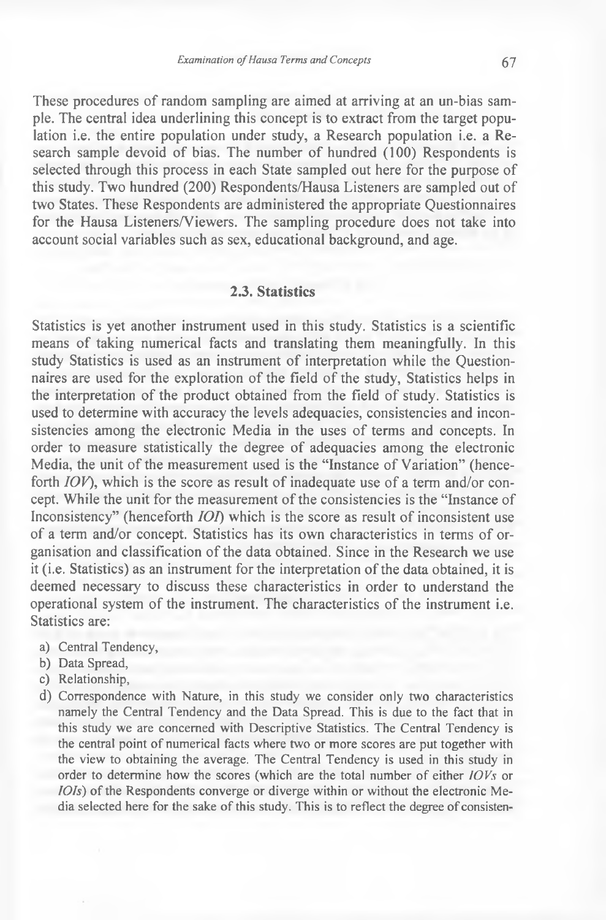These procedures of random sampling are aimed at arriving at an un-bias sample. The central idea underlining this concept is to extract from the target population i.e. the entire population under study, a Research population i.e. a Research sample devoid of bias. The number of hundred (100) Respondents is selected through this process in each State sampled out here for the purpose of this study. Two hundred (200) Respondents/Hausa Listeners are sampled out of two States. These Respondents are administered the appropriate Questionnaires for the Hausa Listeners/Viewers. The sampling procedure does not take into account social variables such as sex, educational background, and age.

## 2.3. Statistics

Statistics is yet another instrument used in this study. Statistics is a scientific means of taking numerical facts and translating them meaningfully. In this study Statistics is used as an instrument of interpretation while the Questionnaires are used for the exploration of the field of the study, Statistics helps in the interpretation of the product obtained from the field of study. Statistics is used to determine with accuracy the levels adequacies, consistencies and inconsistencies among the electronic Media in the uses of terms and concepts. In order to measure statistically the degree of adequacies among the electronic Media, the unit of the measurement used is the "Instance of Variation" (henceforth *IOV*), which is the score as result of inadequate use of a term and/or concept. While the unit for the measurement of the consistencies is the "Instance of Inconsistency" (henceforth *IOI*) which is the score as result of inconsistent use of a term and/or concept. Statistics has its own characteristics in terms of organisation and classification of the data obtained. Since in the Research we use it (i.e. Statistics) as an instrument for the interpretation of the data obtained, it is deemed necessary to discuss these characteristics in order to understand the operational system of the instrument. The characteristics of the instrument i.e. Statistics are:

a) Central Tendency,
b) Data Spread,
c) Relationship,
d) Correspondence with Nature, in this study we consider only two characteristics namely the Central Tendency and the Data Spread. This is due to the fact that in this study we are concerned with Descriptive Statistics. The Central Tendency is the central point of numerical facts where two or more scores are put together with the view to obtaining the average. The Central Tendency is used in this study in order to determine how the scores (which are the total number of either *IOVs* or *IOIs*) of the Respondents converge or diverge within or without the electronic Media selected here for the sake of this study. This is to reflect the degree of consisten-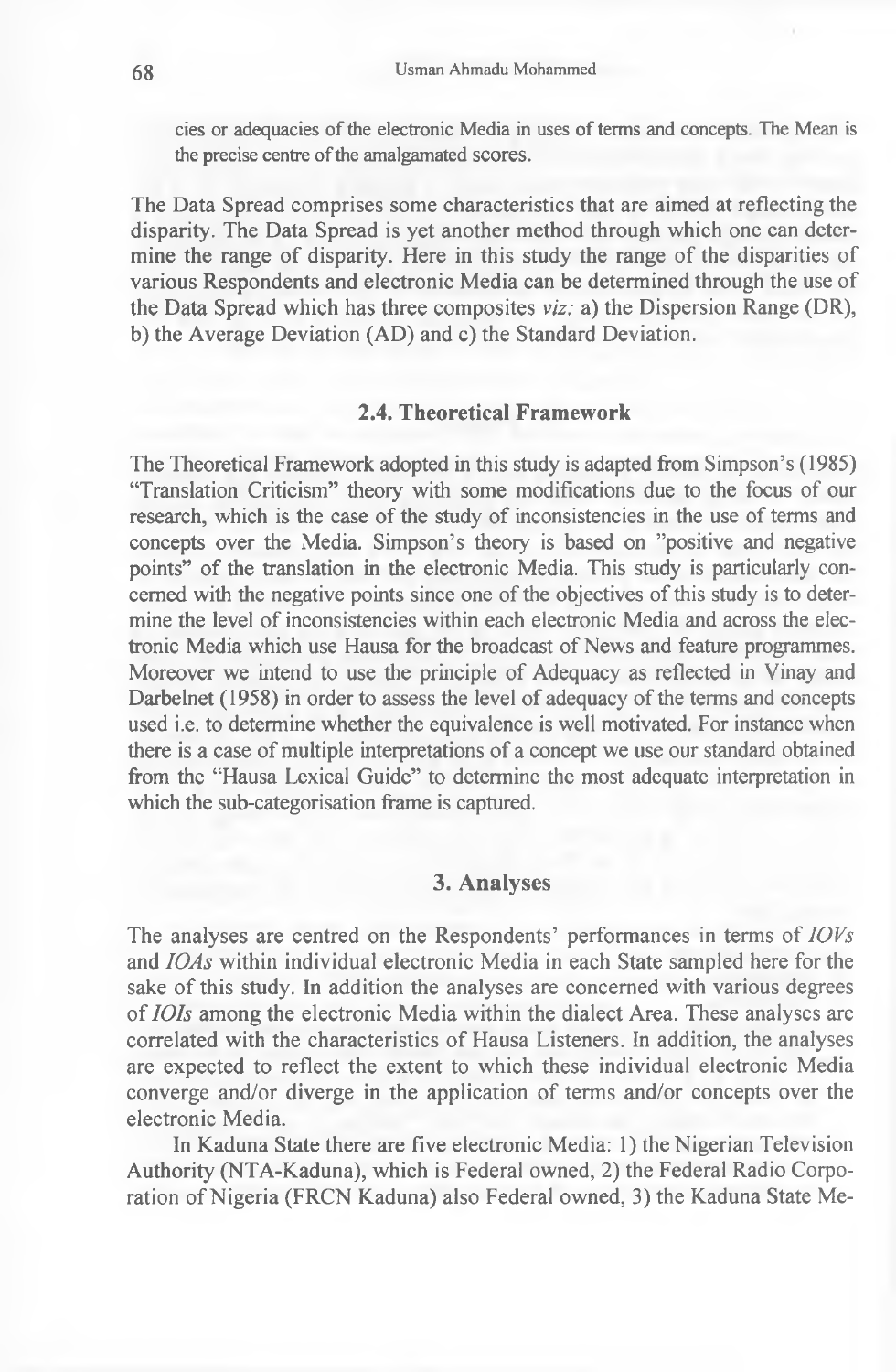cies or adequacies of the electronic Media in uses of terms and concepts. The Mean is the precise centre of the amalgamated scores.

The Data Spread comprises some characteristics that are aimed at reflecting the disparity. The Data Spread is yet another method through which one can determine the range of disparity. Here in this study the range of the disparities of various Respondents and electronic Media can be determined through the use of the Data Spread which has three composites *viz:* a) the Dispersion Range (DR), b) the Average Deviation (AD) and c) the Standard Deviation.

### 2.4. Theoretical Framework

The Theoretical Framework adopted in this study is adapted from Simpson's (1985) "Translation Criticism" theory with some modifications due to the focus of our research, which is the case of the study of inconsistencies in the use of terms and concepts over the Media. Simpson's theory is based on "positive and negative points" of the translation in the electronic Media. This study is particularly concerned with the negative points since one of the objectives of this study is to determine the level of inconsistencies within each electronic Media and across the electronic Media which use Hausa for the broadcast of News and feature programmes. Moreover we intend to use the principle of Adequacy as reflected in Vinay and Darbelnet (1958) in order to assess the level of adequacy of the terms and concepts used i.e. to determine whether the equivalence is well motivated. For instance when there is a case of multiple interpretations of a concept we use our standard obtained from the "Hausa Lexical Guide" to determine the most adequate interpretation in which the sub-categorisation frame is captured.

## 3. Analyses

The analyses are centred on the Respondents' performances in terms of *IOVs* and *IOAs* within individual electronic Media in each State sampled here for the sake of this study. In addition the analyses are concerned with various degrees of *IOIs* among the electronic Media within the dialect Area. These analyses are correlated with the characteristics of Hausa Listeners. In addition, the analyses are expected to reflect the extent to which these individual electronic Media converge and/or diverge in the application of terms and/or concepts over the electronic Media.

In Kaduna State there are five electronic Media: 1) the Nigerian Television Authority (NTA-Kaduna), which is Federal owned, 2) the Federal Radio Corporation of Nigeria (FRCN Kaduna) also Federal owned, 3) the Kaduna State Me-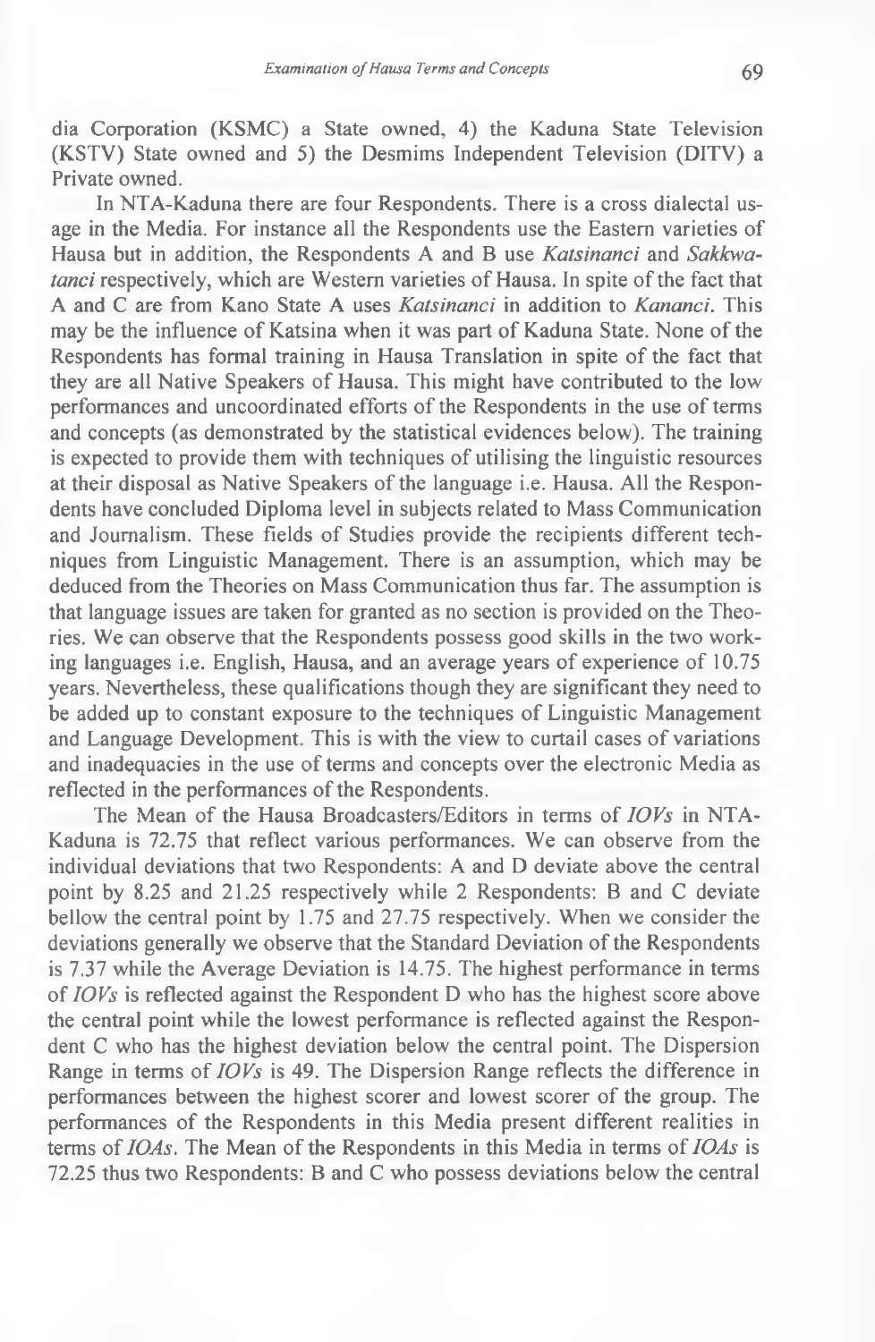dia Corporation (KSMC) a State owned, 4) the Kaduna State Television (KSTV) State owned and 5) the Desmims Independent Television (DITV) a Private owned.

In NTA-Kaduna there are four Respondents. There is a cross dialectal usage in the Media. For instance all the Respondents use the Eastern varieties of Hausa but in addition, the Respondents A and B use *Katsinanci* and *Sakkwatanci* respectively, which are Western varieties of Hausa. In spite of the fact that A and C are from Kano State A uses *Katsinanci* in addition to *Kananci*. This may be the influence of Katsina when it was part of Kaduna State. None of the Respondents has formal training in Hausa Translation in spite of the fact that they are all Native Speakers of Hausa. This might have contributed to the low performances and uncoordinated efforts of the Respondents in the use of terms and concepts (as demonstrated by the statistical evidences below). The training is expected to provide them with techniques of utilising the linguistic resources at their disposal as Native Speakers of the language i.e. Hausa. All the Respondents have concluded Diploma level in subjects related to Mass Communication and Journalism. These fields of Studies provide the recipients different techniques from Linguistic Management. There is an assumption, which may be deduced from the Theories on Mass Communication thus far. The assumption is that language issues are taken for granted as no section is provided on the Theories. We can observe that the Respondents possess good skills in the two working languages i.e. English, Hausa, and an average years of experience of 10.75 years. Nevertheless, these qualifications though they are significant they need to be added up to constant exposure to the techniques of Linguistic Management and Language Development. This is with the view to curtail cases of variations and inadequacies in the use of terms and concepts over the electronic Media as reflected in the performances of the Respondents.

The Mean of the Hausa Broadcasters/Editors in terms of *IOVs* in NTA-Kaduna is 72.75 that reflect various performances. We can observe from the individual deviations that two Respondents: A and D deviate above the central point by 8.25 and 21.25 respectively while 2 Respondents: B and C deviate bellow the central point by 1.75 and 27.75 respectively. When we consider the deviations generally we observe that the Standard Deviation of the Respondents is 7.37 while the Average Deviation is 14.75. The highest performance in terms of *IOVs* is reflected against the Respondent D who has the highest score above the central point while the lowest performance is reflected against the Respondent C who has the highest deviation below the central point. The Dispersion Range in terms of *IOVs* is 49. The Dispersion Range reflects the difference in performances between the highest scorer and lowest scorer of the group. The performances of the Respondents in this Media present different realities in terms of *IOAs*. The Mean of the Respondents in this Media in terms of *IOAs* is 72.25 thus two Respondents: B and C who possess deviations below the central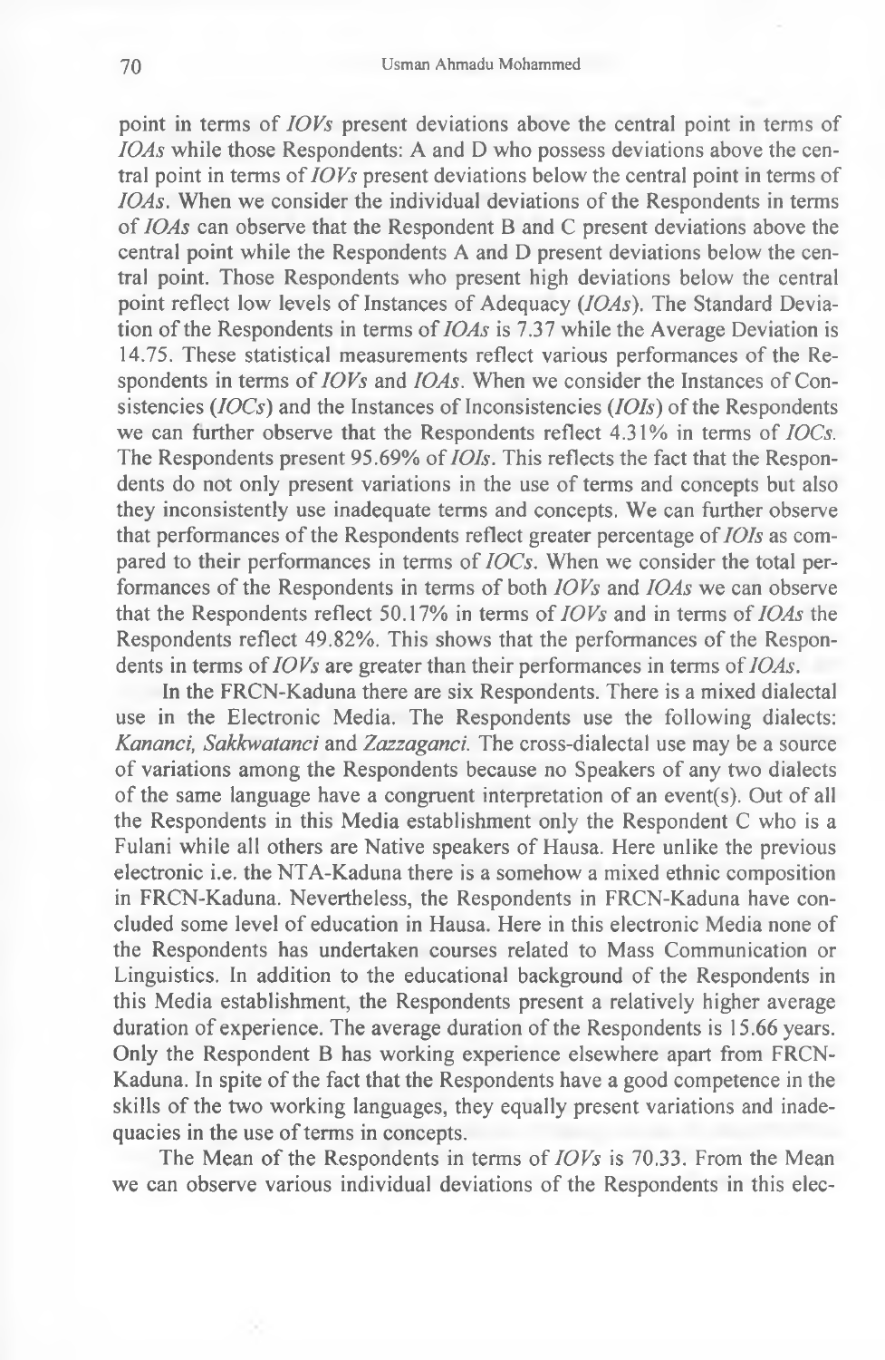point in terms of *IOVs* present deviations above the central point in terms of *IOAs* while those Respondents: A and D who possess deviations above the central point in terms of *IOVs* present deviations below the central point in terms of *IOAs*. When we consider the individual deviations of the Respondents in terms of *IOAs* can observe that the Respondent B and C present deviations above the central point while the Respondents A and D present deviations below the central point. Those Respondents who present high deviations below the central point reflect low levels of Instances of Adequacy (*IOAs*). The Standard Deviation of the Respondents in terms of *IOAs* is 7.37 while the Average Deviation is 14.75. These statistical measurements reflect various performances of the Respondents in terms of *IOVs* and *IOAs*. When we consider the Instances of Consistencies (*IOCs*) and the Instances of Inconsistencies (*IOIs*) of the Respondents we can further observe that the Respondents reflect 4.31% in terms of *IOCs*. The Respondents present 95.69% of *IOIs*. This reflects the fact that the Respondents do not only present variations in the use of terms and concepts but also they inconsistently use inadequate terms and concepts. We can further observe that performances of the Respondents reflect greater percentage of *IOIs* as compared to their performances in terms of *IOCs*. When we consider the total performances of the Respondents in terms of both *IOVs* and *IOAs* we can observe that the Respondents reflect 50.17% in terms of *IOVs* and in terms of *IOAs* the Respondents reflect 49.82%. This shows that the performances of the Respondents in terms of *IOVs* are greater than their performances in terms of *IOAs*.

In the FRCN-Kaduna there are six Respondents. There is a mixed dialectal use in the Electronic Media. The Respondents use the following dialects: *Kananci, Sakkwatanci* and *Zazzaganci*. The cross-dialectal use may be a source of variations among the Respondents because no Speakers of any two dialects of the same language have a congruent interpretation of an event(s). Out of all the Respondents in this Media establishment only the Respondent C who is a Fulani while all others are Native speakers of Hausa. Here unlike the previous electronic i.e. the NTA-Kaduna there is a somehow a mixed ethnic composition in FRCN-Kaduna. Nevertheless, the Respondents in FRCN-Kaduna have concluded some level of education in Hausa. Here in this electronic Media none of the Respondents has undertaken courses related to Mass Communication or Linguistics. In addition to the educational background of the Respondents in this Media establishment, the Respondents present a relatively higher average duration of experience. The average duration of the Respondents is 15.66 years. Only the Respondent B has working experience elsewhere apart from FRCN-Kaduna. In spite of the fact that the Respondents have a good competence in the skills of the two working languages, they equally present variations and inadequacies in the use of terms in concepts.

The Mean of the Respondents in terms of *IOVs* is 70.33. From the Mean we can observe various individual deviations of the Respondents in this elec-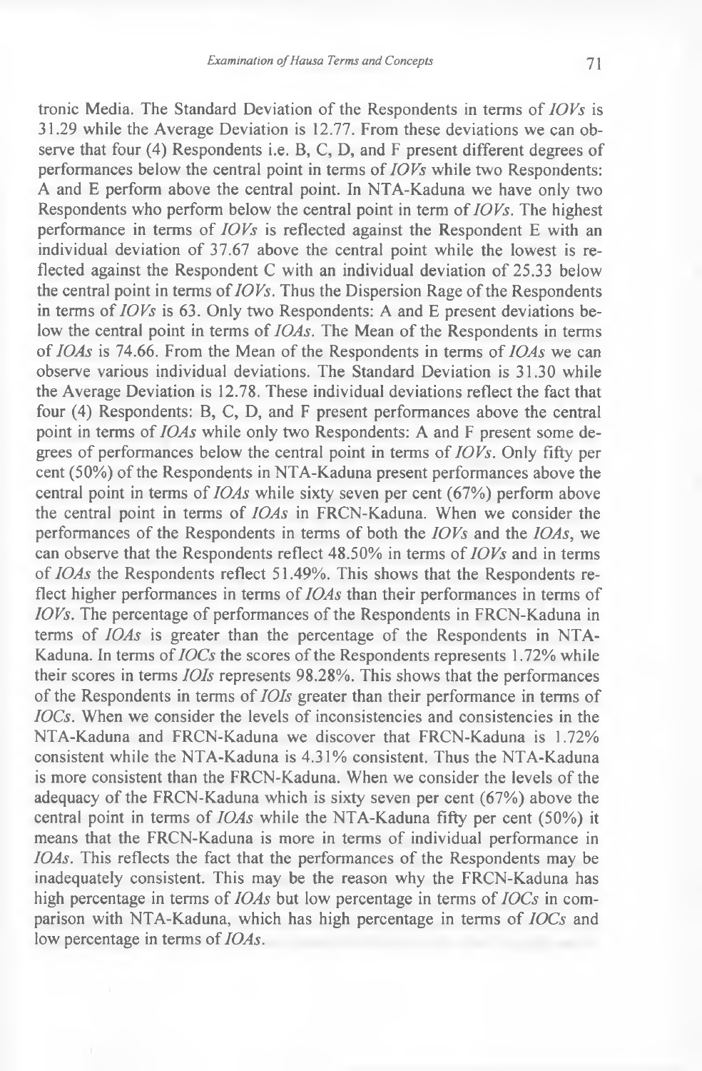tronic Media. The Standard Deviation of the Respondents in terms of *IOVs* is 31.29 while the Average Deviation is 12.77. From these deviations we can observe that four (4) Respondents i.e. B, C, D, and F present different degrees of performances below the central point in terms of *IOVs* while two Respondents: A and E perform above the central point. In NTA-Kaduna we have only two Respondents who perform below the central point in term of *IOVs*. The highest performance in terms of *IOVs* is reflected against the Respondent E with an individual deviation of 37.67 above the central point while the lowest is reflected against the Respondent C with an individual deviation of 25.33 below the central point in terms of *IOVs*. Thus the Dispersion Rage of the Respondents in terms of *IOVs* is 63. Only two Respondents: A and E present deviations below the central point in terms of *IOAs*. The Mean of the Respondents in terms of *IOAs* is 74.66. From the Mean of the Respondents in terms of *IOAs* we can observe various individual deviations. The Standard Deviation is 31.30 while the Average Deviation is 12.78. These individual deviations reflect the fact that four (4) Respondents: B, C, D, and F present performances above the central point in terms of *IOAs* while only two Respondents: A and F present some degrees of performances below the central point in terms of *IOVs*. Only fifty per cent (50%) of the Respondents in NTA-Kaduna present performances above the central point in terms of *IOAs* while sixty seven per cent (67%) perform above the central point in terms of *IOAs* in FRCN-Kaduna. When we consider the performances of the Respondents in terms of both the *IOVs* and the *IOAs*, we can observe that the Respondents reflect 48.50% in terms of *IOVs* and in terms of *IOAs* the Respondents reflect 51.49%. This shows that the Respondents reflect higher performances in terms of *IOAs* than their performances in terms of *IOVs*. The percentage of performances of the Respondents in FRCN-Kaduna in terms of *IOAs* is greater than the percentage of the Respondents in NTA-Kaduna. In terms of *IOCs* the scores of the Respondents represents 1.72% while their scores in terms *IOIs* represents 98.28%. This shows that the performances of the Respondents in terms of *IOIs* greater than their performance in terms of *IOCs*. When we consider the levels of inconsistencies and consistencies in the NTA-Kaduna and FRCN-Kaduna we discover that FRCN-Kaduna is 1.72% consistent while the NTA-Kaduna is 4.31% consistent. Thus the NTA-Kaduna is more consistent than the FRCN-Kaduna. When we consider the levels of the adequacy of the FRCN-Kaduna which is sixty seven per cent (67%) above the central point in terms of *IOAs* while the NTA-Kaduna fifty per cent (50%) it means that the FRCN-Kaduna is more in terms of individual performance in *IOAs*. This reflects the fact that the performances of the Respondents may be inadequately consistent. This may be the reason why the FRCN-Kaduna has high percentage in terms of *IOAs* but low percentage in terms of *IOCs* in comparison with NTA-Kaduna, which has high percentage in terms of *IOCs* and low percentage in terms of *IOAs*.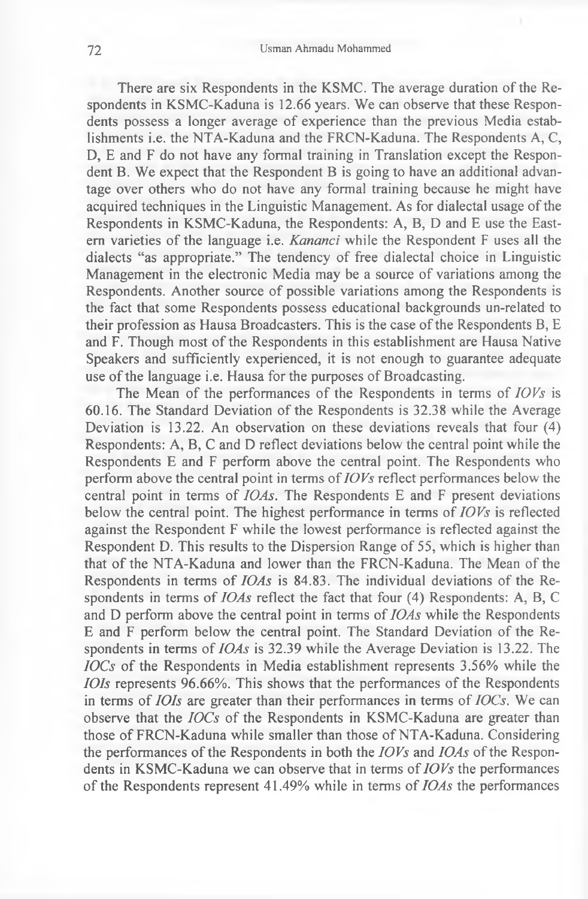There are six Respondents in the KSMC. The average duration of the Respondents in KSMC-Kaduna is 12.66 years. We can observe that these Respondents possess a longer average of experience than the previous Media establishments i.e. the NTA-Kaduna and the FRCN-Kaduna. The Respondents A, C, D, E and F do not have any formal training in Translation except the Respondent B. We expect that the Respondent B is going to have an additional advantage over others who do not have any formal training because he might have acquired techniques in the Linguistic Management. As for dialectal usage of the Respondents in KSMC-Kaduna, the Respondents: A, B, D and E use the Eastern varieties of the language i.e. *Kananci* while the Respondent F uses all the dialects "as appropriate." The tendency of free dialectal choice in Linguistic Management in the electronic Media may be a source of variations among the Respondents. Another source of possible variations among the Respondents is the fact that some Respondents possess educational backgrounds un-related to their profession as Hausa Broadcasters. This is the case of the Respondents B, E and F. Though most of the Respondents in this establishment are Hausa Native Speakers and sufficiently experienced, it is not enough to guarantee adequate use of the language i.e. Hausa for the purposes of Broadcasting.

The Mean of the performances of the Respondents in terms of *IOVs* is 60.16. The Standard Deviation of the Respondents is 32.38 while the Average Deviation is 13.22. An observation on these deviations reveals that four (4) Respondents: A, B, C and D reflect deviations below the central point while the Respondents E and F perform above the central point. The Respondents who perform above the central point in terms of *IOVs* reflect performances below the central point in terms of *IOAs*. The Respondents E and F present deviations below the central point. The highest performance in terms of *IOVs* is reflected against the Respondent F while the lowest performance is reflected against the Respondent D. This results to the Dispersion Range of 55, which is higher than that of the NTA-Kaduna and lower than the FRCN-Kaduna. The Mean of the Respondents in terms of *IOAs* is 84.83. The individual deviations of the Respondents in terms of *IOAs* reflect the fact that four (4) Respondents: A, B, C and D perform above the central point in terms of *IOAs* while the Respondents E and F perform below the central point. The Standard Deviation of the Respondents in terms of *IOAs* is 32.39 while the Average Deviation is 13.22. The *IOCs* of the Respondents in Media establishment represents 3.56% while the *IOIs* represents 96.66%. This shows that the performances of the Respondents in terms of *IOIs* are greater than their performances in terms of *IOCs*. We can observe that the *IOCs* of the Respondents in KSMC-Kaduna are greater than those of FRCN-Kaduna while smaller than those of NTA-Kaduna. Considering the performances of the Respondents in both the *IOVs* and *IOAs* of the Respondents in KSMC-Kaduna we can observe that in terms of *IOVs* the performances of the Respondents represent 41.49% while in terms of *IOAs* the performances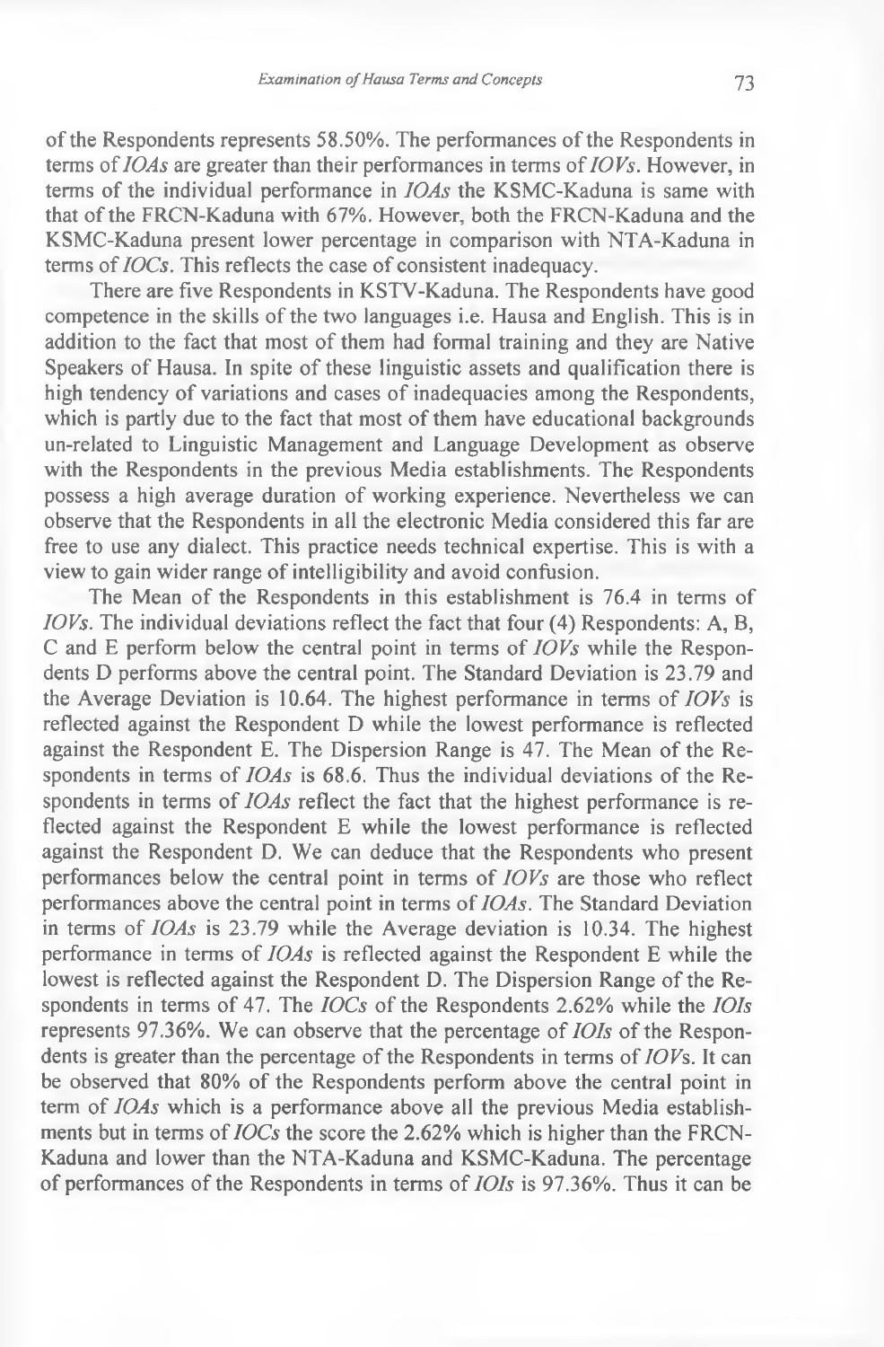of the Respondents represents 58.50%. The performances of the Respondents in terms of *IOAs* are greater than their performances in terms of *IOVs*. However, in terms of the individual performance in *IOAs* the KSMC-Kaduna is same with that of the FRCN-Kaduna with 67%. However, both the FRCN-Kaduna and the KSMC-Kaduna present lower percentage in comparison with NTA-Kaduna in terms of *IOCs*. This reflects the case of consistent inadequacy.

There are five Respondents in KSTV-Kaduna. The Respondents have good competence in the skills of the two languages i.e. Hausa and English. This is in addition to the fact that most of them had formal training and they are Native Speakers of Hausa. In spite of these linguistic assets and qualification there is high tendency of variations and cases of inadequacies among the Respondents, which is partly due to the fact that most of them have educational backgrounds un-related to Linguistic Management and Language Development as observe with the Respondents in the previous Media establishments. The Respondents possess a high average duration of working experience. Nevertheless we can observe that the Respondents in all the electronic Media considered this far are free to use any dialect. This practice needs technical expertise. This is with a view to gain wider range of intelligibility and avoid confusion.

The Mean of the Respondents in this establishment is 76.4 in terms of *IOVs*. The individual deviations reflect the fact that four (4) Respondents: A, B, C and E perform below the central point in terms of *IOVs* while the Respondents D performs above the central point. The Standard Deviation is 23.79 and the Average Deviation is 10.64. The highest performance in terms of *IOVs* is reflected against the Respondent D while the lowest performance is reflected against the Respondent E. The Dispersion Range is 47. The Mean of the Respondents in terms of *IOAs* is 68.6. Thus the individual deviations of the Respondents in terms of *IOAs* reflect the fact that the highest performance is reflected against the Respondent E while the lowest performance is reflected against the Respondent D. We can deduce that the Respondents who present performances below the central point in terms of *IOVs* are those who reflect performances above the central point in terms of *IOAs*. The Standard Deviation in terms of *IOAs* is 23.79 while the Average deviation is 10.34. The highest performance in terms of *IOAs* is reflected against the Respondent E while the lowest is reflected against the Respondent D. The Dispersion Range of the Respondents in terms of 47. The *IOCs* of the Respondents 2.62% while the *IOIs* represents 97.36%. We can observe that the percentage of *IOIs* of the Respondents is greater than the percentage of the Respondents in terms of *IOVs*. It can be observed that 80% of the Respondents perform above the central point in term of *IOAs* which is a performance above all the previous Media establishments but in terms of *IOCs* the score the 2.62% which is higher than the FRCN-Kaduna and lower than the NTA-Kaduna and KSMC-Kaduna. The percentage of performances of the Respondents in terms of *IOIs* is 97.36%. Thus it can be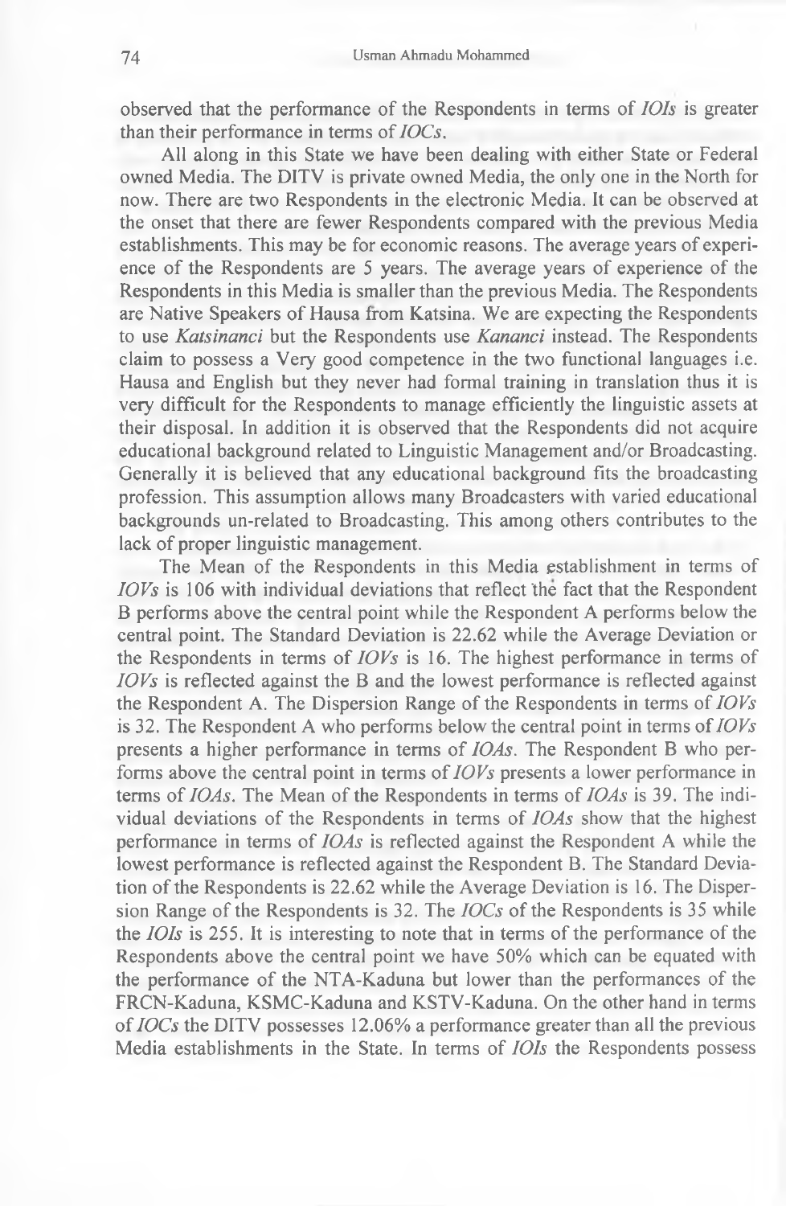observed that the performance of the Respondents in terms of *IOIs* is greater than their performance in terms of *IOCs*.

All along in this State we have been dealing with either State or Federal owned Media. The DITV is private owned Media, the only one in the North for now. There are two Respondents in the electronic Media. It can be observed at the onset that there are fewer Respondents compared with the previous Media establishments. This may be for economic reasons. The average years of experience of the Respondents are 5 years. The average years of experience of the Respondents in this Media is smaller than the previous Media. The Respondents are Native Speakers of Hausa from Katsina. We are expecting the Respondents to use *Katsinanci* but the Respondents use *Kananci* instead. The Respondents claim to possess a Very good competence in the two functional languages i.e. Hausa and English but they never had formal training in translation thus it is very difficult for the Respondents to manage efficiently the linguistic assets at their disposal. In addition it is observed that the Respondents did not acquire educational background related to Linguistic Management and/or Broadcasting. Generally it is believed that any educational background fits the broadcasting profession. This assumption allows many Broadcasters with varied educational backgrounds un-related to Broadcasting. This among others contributes to the lack of proper linguistic management.

The Mean of the Respondents in this Media establishment in terms of *IOVs* is 106 with individual deviations that reflect the fact that the Respondent B performs above the central point while the Respondent A performs below the central point. The Standard Deviation is 22.62 while the Average Deviation or the Respondents in terms of *IOVs* is 16. The highest performance in terms of *IOVs* is reflected against the B and the lowest performance is reflected against the Respondent A. The Dispersion Range of the Respondents in terms of *IOVs* is 32. The Respondent A who performs below the central point in terms of *IOVs* presents a higher performance in terms of *IOAs*. The Respondent B who performs above the central point in terms of *IOVs* presents a lower performance in terms of *IOAs*. The Mean of the Respondents in terms of *IOAs* is 39. The individual deviations of the Respondents in terms of *IOAs* show that the highest performance in terms of *IOAs* is reflected against the Respondent A while the lowest performance is reflected against the Respondent B. The Standard Deviation of the Respondents is 22.62 while the Average Deviation is 16. The Dispersion Range of the Respondents is 32. The *IOCs* of the Respondents is 35 while the *IOIs* is 255. It is interesting to note that in terms of the performance of the Respondents above the central point we have 50% which can be equated with the performance of the NTA-Kaduna but lower than the performances of the FRCN-Kaduna, KSMC-Kaduna and KSTV-Kaduna. On the other hand in terms of *IOCs* the DITV possesses 12.06% a performance greater than all the previous Media establishments in the State. In terms of *IOIs* the Respondents possess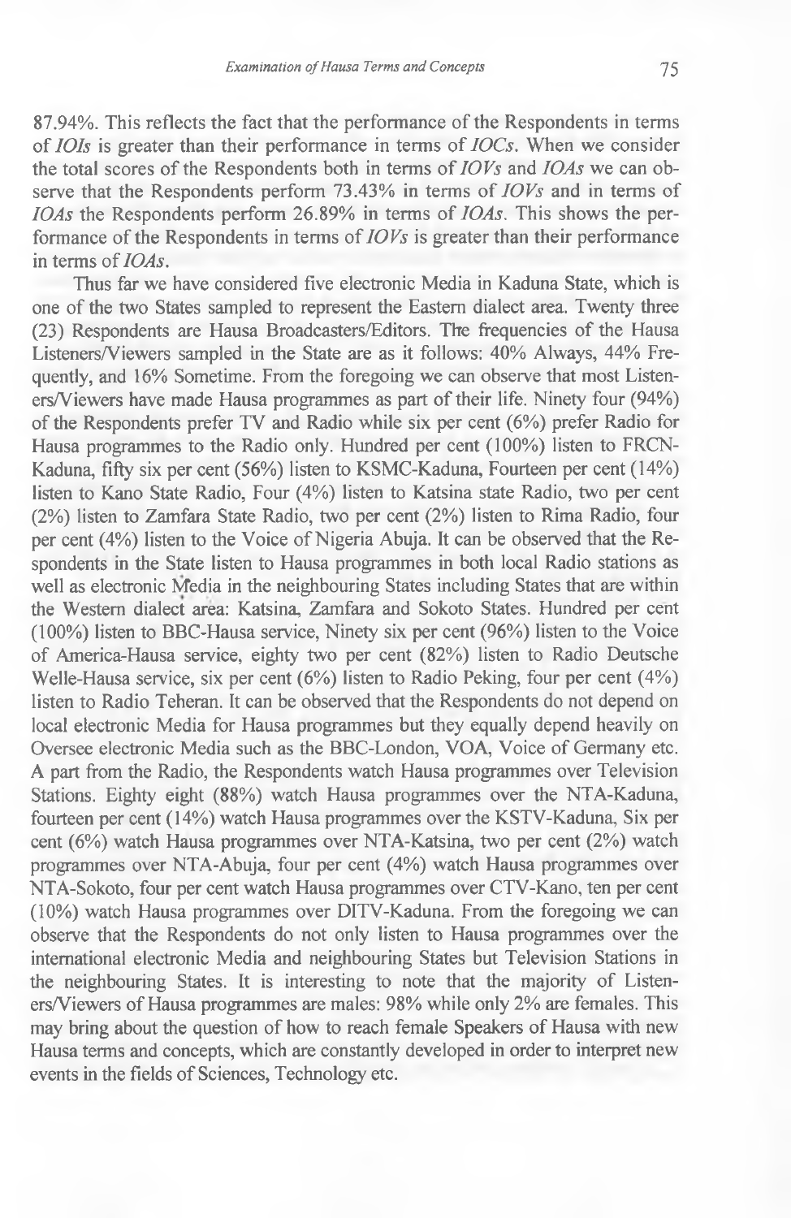87.94%. This reflects the fact that the performance of the Respondents in terms of *IOIs* is greater than their performance in terms of *IOCs*. When we consider the total scores of the Respondents both in terms of *IOVs* and *IOAs* we can observe that the Respondents perform 73.43% in terms of *IOVs* and in terms of *IOAs* the Respondents perform 26.89% in terms of *IOAs*. This shows the performance of the Respondents in terms of *IOVs* is greater than their performance in terms of *IOAs*.

Thus far we have considered five electronic Media in Kaduna State, which is one of the two States sampled to represent the Eastern dialect area. Twenty three (23) Respondents are Hausa Broadcasters/Editors. The frequencies of the Hausa Listeners/Viewers sampled in the State are as it follows: 40% Always, 44% Frequently, and 16% Sometime. From the foregoing we can observe that most Listeners/Viewers have made Hausa programmes as part of their life. Ninety four (94%) of the Respondents prefer TV and Radio while six per cent (6%) prefer Radio for Hausa programmes to the Radio only. Hundred per cent (100%) listen to FRCN-Kaduna, fifty six per cent (56%) listen to KSMC-Kaduna, Fourteen per cent (14%) listen to Kano State Radio, Four (4%) listen to Katsina state Radio, two per cent (2%) listen to Zamfara State Radio, two per cent (2%) listen to Rima Radio, four per cent (4%) listen to the Voice of Nigeria Abuja. It can be observed that the Respondents in the State listen to Hausa programmes in both local Radio stations as well as electronic Media in the neighbouring States including States that are within the Western dialect area: Katsina, Zamfara and Sokoto States. Hundred per cent (100%) listen to BBC-Hausa service, Ninety six per cent (96%) listen to the Voice of America-Hausa service, eighty two per cent (82%) listen to Radio Deutsche Welle-Hausa service, six per cent (6%) listen to Radio Peking, four per cent (4%) listen to Radio Teheran. It can be observed that the Respondents do not depend on local electronic Media for Hausa programmes but they equally depend heavily on Oversee electronic Media such as the BBC-London, VOA, Voice of Germany etc. A part from the Radio, the Respondents watch Hausa programmes over Television Stations. Eighty eight (88%) watch Hausa programmes over the NTA-Kaduna, fourteen per cent (14%) watch Hausa programmes over the KSTV-Kaduna, Six per cent (6%) watch Hausa programmes over NTA-Katsina, two per cent (2%) watch programmes over NTA-Abuja, four per cent (4%) watch Hausa programmes over NTA-Sokoto, four per cent watch Hausa programmes over CTV-Kano, ten per cent (10%) watch Hausa programmes over DITV-Kaduna. From the foregoing we can observe that the Respondents do not only listen to Hausa programmes over the international electronic Media and neighbouring States but Television Stations in the neighbouring States. It is interesting to note that the majority of Listeners/Viewers of Hausa programmes are males: 98% while only 2% are females. This may bring about the question of how to reach female Speakers of Hausa with new Hausa terms and concepts, which are constantly developed in order to interpret new events in the fields of Sciences, Technology etc.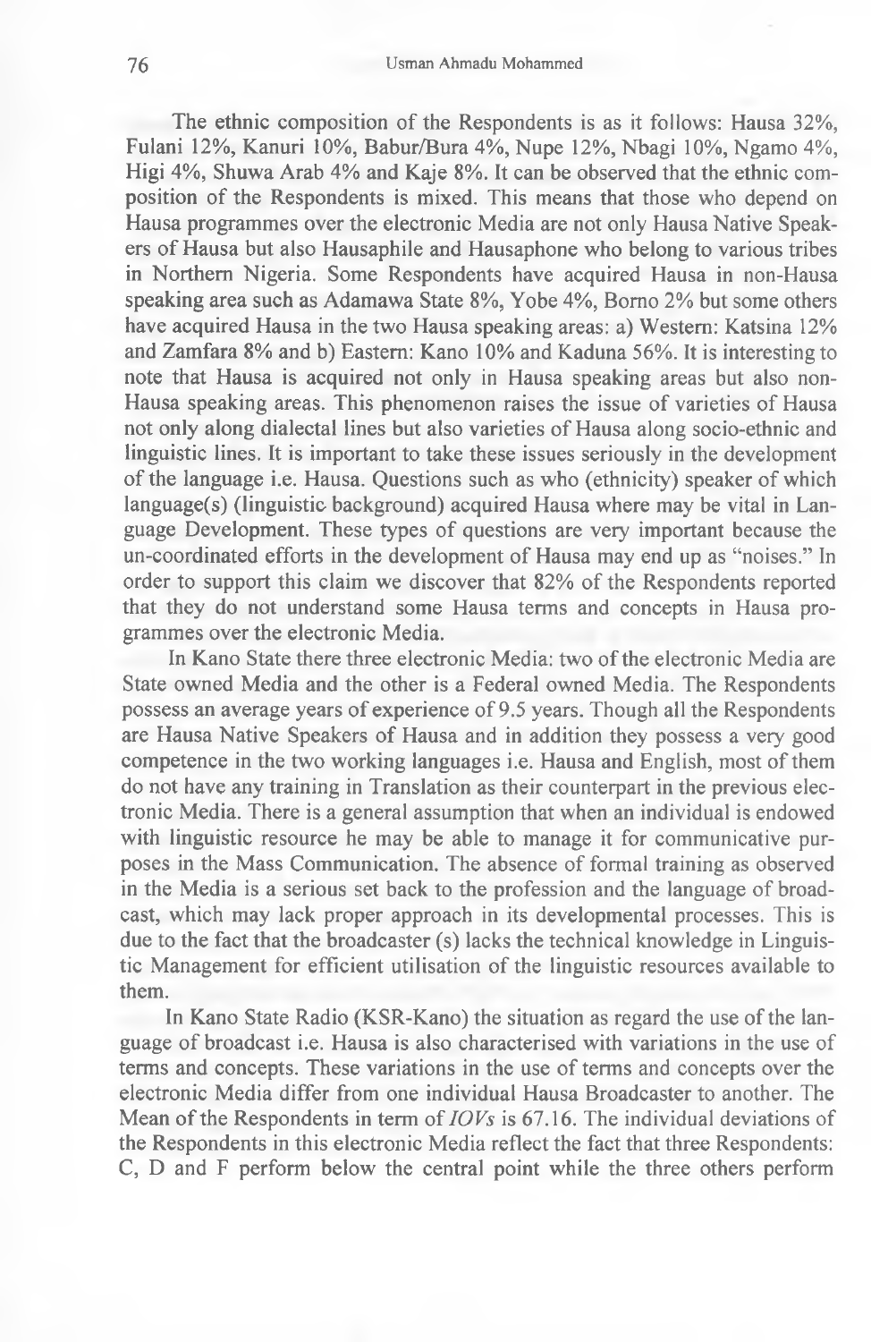The ethnic composition of the Respondents is as it follows: Hausa 32%, Fulani 12%, Kanuri 10%, Babur/Bura 4%, Nupe 12%, Nbagi 10%, Ngamo 4%, Higi 4%, Shuwa Arab 4% and Kaje 8%. It can be observed that the ethnic composition of the Respondents is mixed. This means that those who depend on Hausa programmes over the electronic Media are not only Hausa Native Speakers of Hausa but also Hausaphile and Hausaphone who belong to various tribes in Northern Nigeria. Some Respondents have acquired Hausa in non-Hausa speaking area such as Adamawa State 8%, Yobe 4%, Borno 2% but some others have acquired Hausa in the two Hausa speaking areas: a) Western: Katsina 12% and Zamfara 8% and b) Eastern: Kano 10% and Kaduna 56%. It is interesting to note that Hausa is acquired not only in Hausa speaking areas but also non-Hausa speaking areas. This phenomenon raises the issue of varieties of Hausa not only along dialectal lines but also varieties of Hausa along socio-ethnic and linguistic lines. It is important to take these issues seriously in the development of the language i.e. Hausa. Questions such as who (ethnicity) speaker of which language(s) (linguistic background) acquired Hausa where may be vital in Language Development. These types of questions are very important because the un-coordinated efforts in the development of Hausa may end up as "noises." In order to support this claim we discover that 82% of the Respondents reported that they do not understand some Hausa terms and concepts in Hausa programmes over the electronic Media.

In Kano State there three electronic Media: two of the electronic Media are State owned Media and the other is a Federal owned Media. The Respondents possess an average years of experience of 9.5 years. Though all the Respondents are Hausa Native Speakers of Hausa and in addition they possess a very good competence in the two working languages i.e. Hausa and English, most of them do not have any training in Translation as their counterpart in the previous electronic Media. There is a general assumption that when an individual is endowed with linguistic resource he may be able to manage it for communicative purposes in the Mass Communication. The absence of formal training as observed in the Media is a serious set back to the profession and the language of broadcast, which may lack proper approach in its developmental processes. This is due to the fact that the broadcaster (s) lacks the technical knowledge in Linguistic Management for efficient utilisation of the linguistic resources available to them.

In Kano State Radio (KSR-Kano) the situation as regard the use of the language of broadcast i.e. Hausa is also characterised with variations in the use of terms and concepts. These variations in the use of terms and concepts over the electronic Media differ from one individual Hausa Broadcaster to another. The Mean of the Respondents in term of *IOVs* is 67.16. The individual deviations of the Respondents in this electronic Media reflect the fact that three Respondents: C, D and F perform below the central point while the three others perform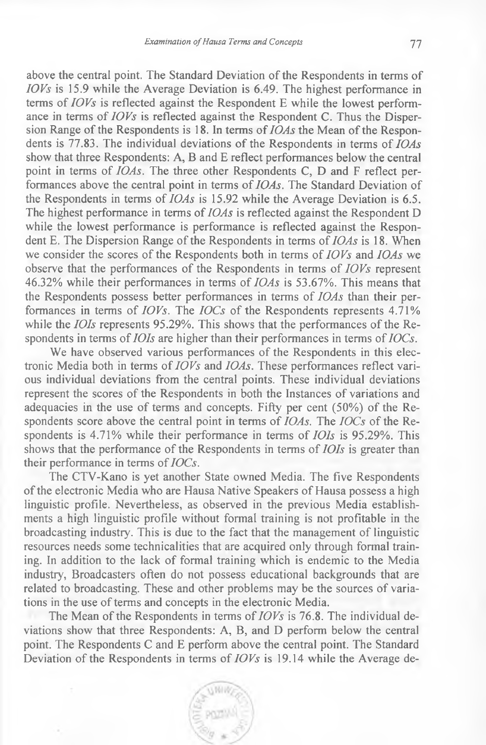above the central point. The Standard Deviation of the Respondents in terms of *IOVs* is 15.9 while the Average Deviation is 6.49. The highest performance in terms of *IOVs* is reflected against the Respondent E while the lowest performance in terms of *IOVs* is reflected against the Respondent C. Thus the Dispersion Range of the Respondents is 18. In terms of *IOAs* the Mean of the Respondents is 77.83. The individual deviations of the Respondents in terms of *IOAs* show that three Respondents: A, B and E reflect performances below the central point in terms of *IOAs*. The three other Respondents C, D and F reflect performances above the central point in terms of *IOAs*. The Standard Deviation of the Respondents in terms of *IOAs* is 15.92 while the Average Deviation is 6.5. The highest performance in terms of *IOAs* is reflected against the Respondent D while the lowest performance is performance is reflected against the Respondent E. The Dispersion Range of the Respondents in terms of *IOAs* is 18. When we consider the scores of the Respondents both in terms of *IOVs* and *IOAs* we observe that the performances of the Respondents in terms of *IOVs* represent 46.32% while their performances in terms of *IOAs* is 53.67%. This means that the Respondents possess better performances in terms of *IOAs* than their performances in terms of *IOVs*. The *IOCs* of the Respondents represents 4.71% while the *IOIs* represents 95.29%. This shows that the performances of the Respondents in terms of *IOIs* are higher than their performances in terms of *IOCs*.

We have observed various performances of the Respondents in this electronic Media both in terms of *IOVs* and *IOAs*. These performances reflect various individual deviations from the central points. These individual deviations represent the scores of the Respondents in both the Instances of variations and adequacies in the use of terms and concepts. Fifty per cent (50%) of the Respondents score above the central point in terms of *IOAs*. The *IOCs* of the Respondents is 4.71% while their performance in terms of *IOIs* is 95.29%. This shows that the performance of the Respondents in terms of *IOIs* is greater than their performance in terms of *IOCs*.

The CTV-Kano is yet another State owned Media. The five Respondents of the electronic Media who are Hausa Native Speakers of Hausa possess a high linguistic profile. Nevertheless, as observed in the previous Media establishments a high linguistic profile without formal training is not profitable in the broadcasting industry. This is due to the fact that the management of linguistic resources needs some technicalities that are acquired only through formal training. In addition to the lack of formal training which is endemic to the Media industry, Broadcasters often do not possess educational backgrounds that are related to broadcasting. These and other problems may be the sources of variations in the use of terms and concepts in the electronic Media.

The Mean of the Respondents in terms of *IOVs* is 76.8. The individual deviations show that three Respondents: A, B, and D perform below the central point. The Respondents C and E perform above the central point. The Standard Deviation of the Respondents in terms of *IOVs* is 19.14 while the Average de-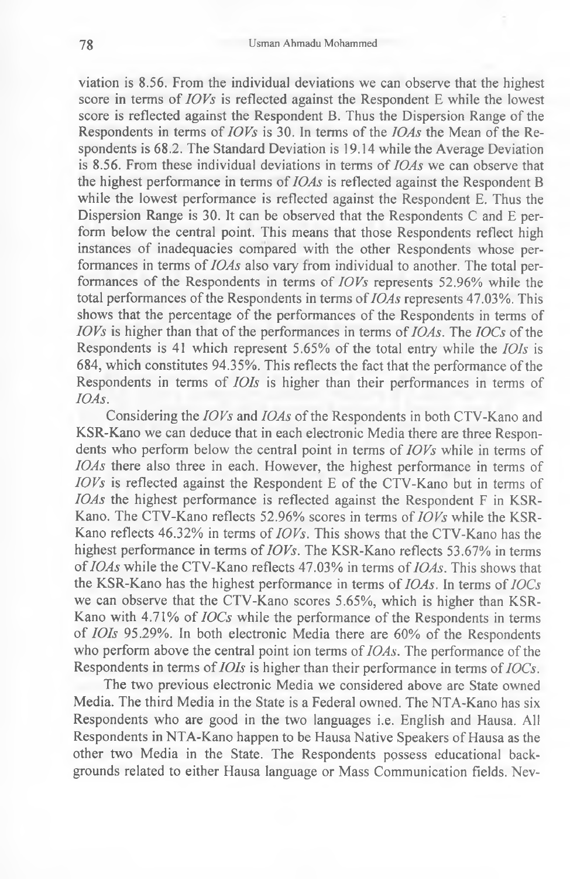viation is 8.56. From the individual deviations we can observe that the highest score in terms of *IOVs* is reflected against the Respondent E while the lowest score is reflected against the Respondent B. Thus the Dispersion Range of the Respondents in terms of *IOVs* is 30. In terms of the *IOAs* the Mean of the Respondents is 68.2. The Standard Deviation is 19.14 while the Average Deviation is 8.56. From these individual deviations in terms of *IOAs* we can observe that the highest performance in terms of *IOAs* is reflected against the Respondent B while the lowest performance is reflected against the Respondent E. Thus the Dispersion Range is 30. It can be observed that the Respondents C and E perform below the central point. This means that those Respondents reflect high instances of inadequacies compared with the other Respondents whose performances in terms of *IOAs* also vary from individual to another. The total performances of the Respondents in terms of *IOVs* represents 52.96% while the total performances of the Respondents in terms of *IOAs* represents 47.03%. This shows that the percentage of the performances of the Respondents in terms of *IOVs* is higher than that of the performances in terms of *IOAs*. The *IOCs* of the Respondents is 41 which represent 5.65% of the total entry while the *IOIs* is 684, which constitutes 94.35%. This reflects the fact that the performance of the Respondents in terms of *IOIs* is higher than their performances in terms of *IOAs*.

Considering the *IOVs* and *IOAs* of the Respondents in both CTV-Kano and KSR-Kano we can deduce that in each electronic Media there are three Respondents who perform below the central point in terms of *IOVs* while in terms of *IOAs* there also three in each. However, the highest performance in terms of *IOVs* is reflected against the Respondent E of the CTV-Kano but in terms of *IOAs* the highest performance is reflected against the Respondent F in KSR-Kano. The CTV-Kano reflects 52.96% scores in terms of *IOVs* while the KSR-Kano reflects 46.32% in terms of *IOVs*. This shows that the CTV-Kano has the highest performance in terms of *IOVs*. The KSR-Kano reflects 53.67% in terms of *IOAs* while the CTV-Kano reflects 47.03% in terms of *IOAs*. This shows that the KSR-Kano has the highest performance in terms of *IOAs*. In terms of *IOCs* we can observe that the CTV-Kano scores 5.65%, which is higher than KSR-Kano with 4.71% of *IOCs* while the performance of the Respondents in terms of *IOIs* 95.29%. In both electronic Media there are 60% of the Respondents who perform above the central point ion terms of *IOAs*. The performance of the Respondents in terms of *IOIs* is higher than their performance in terms of *IOCs*.

The two previous electronic Media we considered above are State owned Media. The third Media in the State is a Federal owned. The NTA-Kano has six Respondents who are good in the two languages i.e. English and Hausa. All Respondents in NTA-Kano happen to be Hausa Native Speakers of Hausa as the other two Media in the State. The Respondents possess educational backgrounds related to either Hausa language or Mass Communication fields. Nev-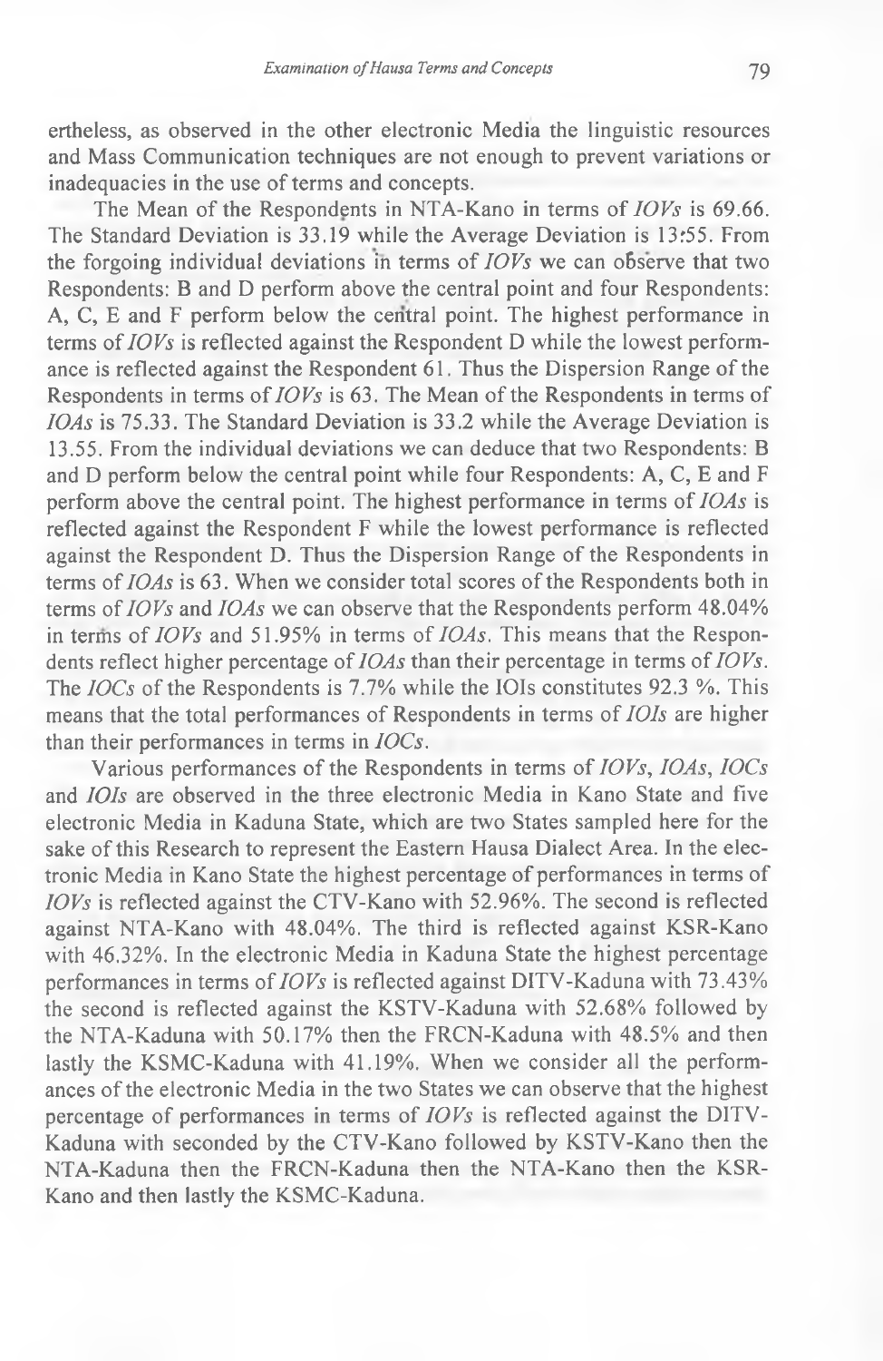ertheless, as observed in the other electronic Media the linguistic resources and Mass Communication techniques are not enough to prevent variations or inadequacies in the use of terms and concepts.

The Mean of the Respondents in NTA-Kano in terms of *IOVs* is 69.66. The Standard Deviation is 33.19 while the Average Deviation is 13:55. From the forgoing individual deviations in terms of *IOVs* we can observe that two Respondents: B and D perform above the central point and four Respondents: A, C, E and F perform below the central point. The highest performance in terms of *IOVs* is reflected against the Respondent D while the lowest performance is reflected against the Respondent 61. Thus the Dispersion Range of the Respondents in terms of *IOVs* is 63. The Mean of the Respondents in terms of *IOAs* is 75.33. The Standard Deviation is 33.2 while the Average Deviation is 13.55. From the individual deviations we can deduce that two Respondents: B and D perform below the central point while four Respondents: A, C, E and F perform above the central point. The highest performance in terms of *IOAs* is reflected against the Respondent F while the lowest performance is reflected against the Respondent D. Thus the Dispersion Range of the Respondents in terms of *IOAs* is 63. When we consider total scores of the Respondents both in terms of *IOVs* and *IOAs* we can observe that the Respondents perform 48.04% in terms of *IOVs* and 51.95% in terms of *IOAs*. This means that the Respondents reflect higher percentage of *IOAs* than their percentage in terms of *IOVs*. The *IOCs* of the Respondents is 7.7% while the IOIs constitutes 92.3 %. This means that the total performances of Respondents in terms of *IOIs* are higher than their performances in terms in *IOCs*.

Various performances of the Respondents in terms of *IOVs*, *IOAs*, *IOCs* and *IOIs* are observed in the three electronic Media in Kano State and five electronic Media in Kaduna State, which are two States sampled here for the sake of this Research to represent the Eastern Hausa Dialect Area. In the electronic Media in Kano State the highest percentage of performances in terms of *IOVs* is reflected against the CTV-Kano with 52.96%. The second is reflected against NTA-Kano with 48.04%. The third is reflected against KSR-Kano with 46.32%. In the electronic Media in Kaduna State the highest percentage performances in terms of *IOVs* is reflected against DITV-Kaduna with 73.43% the second is reflected against the KSTV-Kaduna with 52.68% followed by the NTA-Kaduna with 50.17% then the FRCN-Kaduna with 48.5% and then lastly the KSMC-Kaduna with 41.19%. When we consider all the performances of the electronic Media in the two States we can observe that the highest percentage of performances in terms of *IOVs* is reflected against the DITV-Kaduna with seconded by the CTV-Kano followed by KSTV-Kano then the NTA-Kaduna then the FRCN-Kaduna then the NTA-Kano then the KSR-Kano and then lastly the KSMC-Kaduna.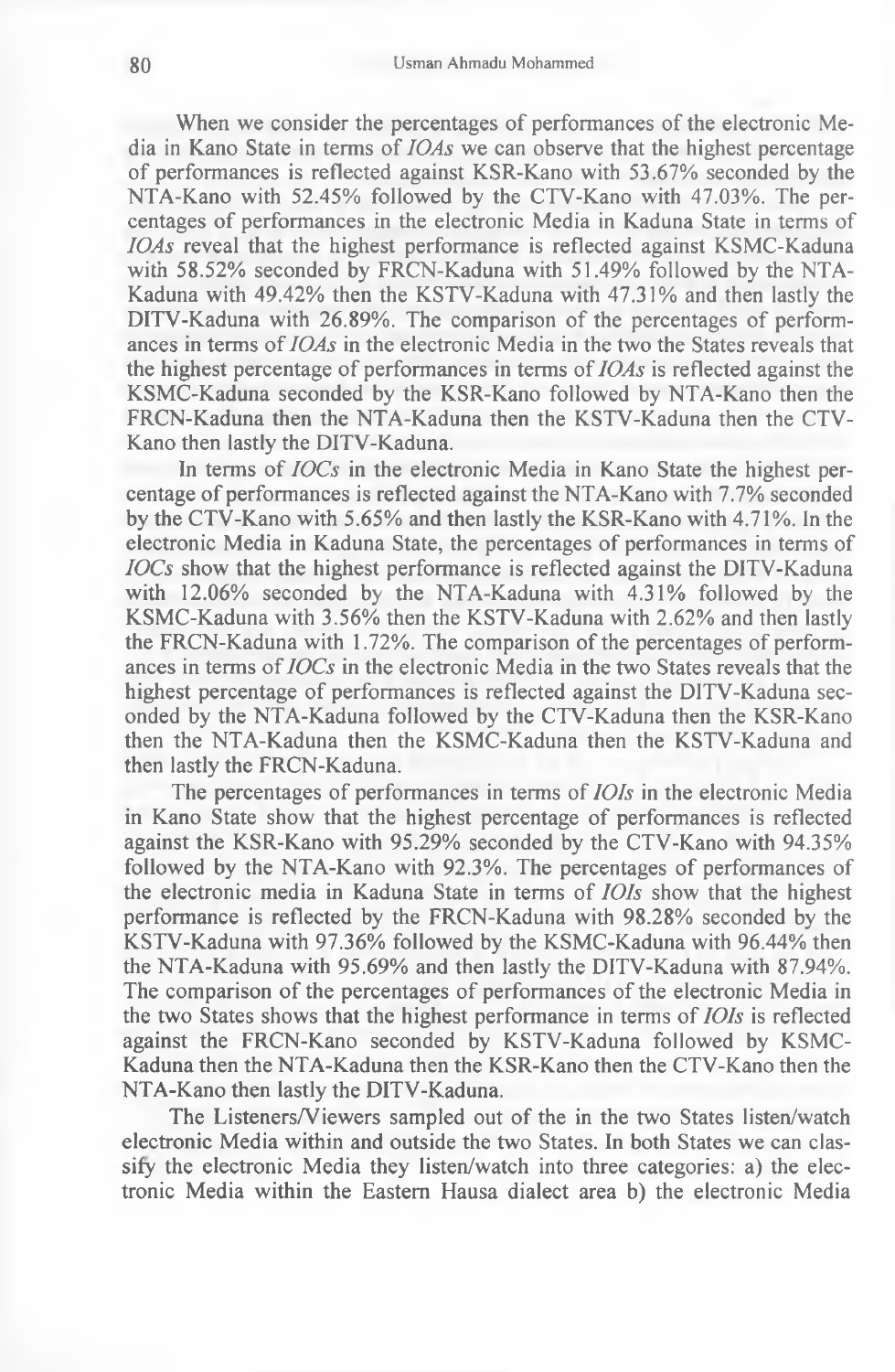When we consider the percentages of performances of the electronic Media in Kano State in terms of *IOAs* we can observe that the highest percentage of performances is reflected against KSR-Kano with 53.67% seconded by the NTA-Kano with 52.45% followed by the CTV-Kano with 47.03%. The percentages of performances in the electronic Media in Kaduna State in terms of *IOAs* reveal that the highest performance is reflected against KSMC-Kaduna with 58.52% seconded by FRCN-Kaduna with 51.49% followed by the NTA-Kaduna with 49.42% then the KSTV-Kaduna with 47.31% and then lastly the DITV-Kaduna with 26.89%. The comparison of the percentages of performances in terms of *IOAs* in the electronic Media in the two the States reveals that the highest percentage of performances in terms of *IOAs* is reflected against the KSMC-Kaduna seconded by the KSR-Kano followed by NTA-Kano then the FRCN-Kaduna then the NTA-Kaduna then the KSTV-Kaduna then the CTV-Kano then lastly the DITV-Kaduna.

In terms of *IOCs* in the electronic Media in Kano State the highest percentage of performances is reflected against the NTA-Kano with 7.7% seconded by the CTV-Kano with 5.65% and then lastly the KSR-Kano with 4.71%. In the electronic Media in Kaduna State, the percentages of performances in terms of *IOCs* show that the highest performance is reflected against the DITV-Kaduna with 12.06% seconded by the NTA-Kaduna with 4.31% followed by the KSMC-Kaduna with 3.56% then the KSTV-Kaduna with 2.62% and then lastly the FRCN-Kaduna with 1.72%. The comparison of the percentages of performances in terms of *IOCs* in the electronic Media in the two States reveals that the highest percentage of performances is reflected against the DITV-Kaduna seconded by the NTA-Kaduna followed by the CTV-Kaduna then the KSR-Kano then the NTA-Kaduna then the KSMC-Kaduna then the KSTV-Kaduna and then lastly the FRCN-Kaduna.

The percentages of performances in terms of *IOIs* in the electronic Media in Kano State show that the highest percentage of performances is reflected against the KSR-Kano with 95.29% seconded by the CTV-Kano with 94.35% followed by the NTA-Kano with 92.3%. The percentages of performances of the electronic media in Kaduna State in terms of *IOIs* show that the highest performance is reflected by the FRCN-Kaduna with 98.28% seconded by the KSTV-Kaduna with 97.36% followed by the KSMC-Kaduna with 96.44% then the NTA-Kaduna with 95.69% and then lastly the DITV-Kaduna with 87.94%. The comparison of the percentages of performances of the electronic Media in the two States shows that the highest performance in terms of *IOIs* is reflected against the FRCN-Kano seconded by KSTV-Kaduna followed by KSMC-Kaduna then the NTA-Kaduna then the KSR-Kano then the CTV-Kano then the NTA-Kano then lastly the DITV-Kaduna.

The Listeners/Viewers sampled out of the in the two States listen/watch electronic Media within and outside the two States. In both States we can classify the electronic Media they listen/watch into three categories: a) the electronic Media within the Eastern Hausa dialect area b) the electronic Media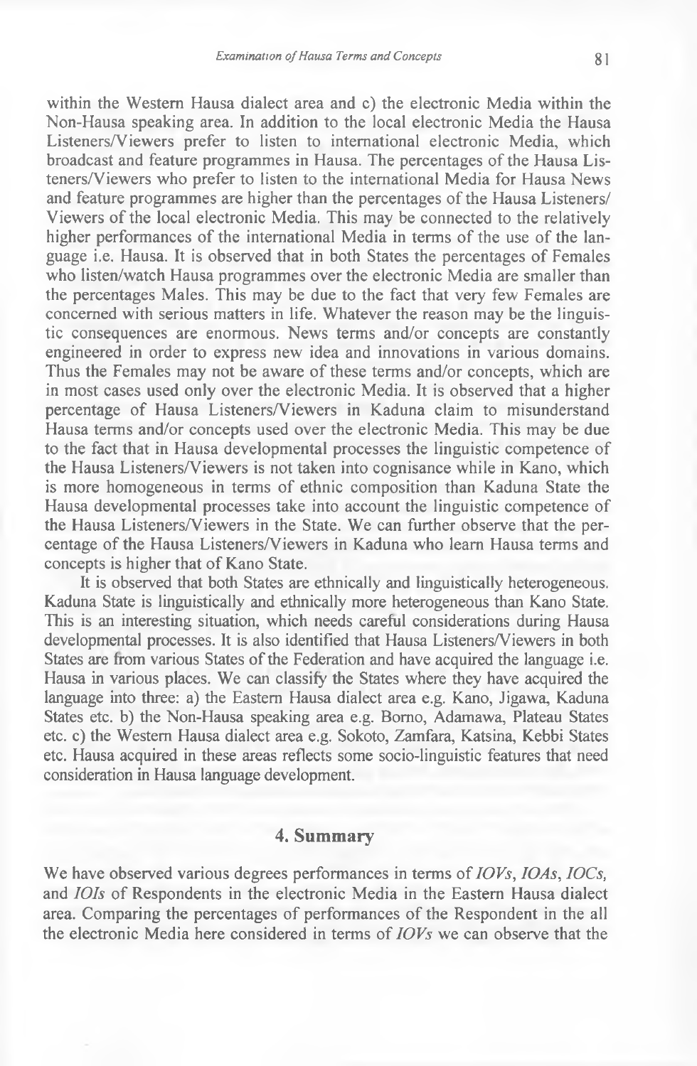within the Western Hausa dialect area and c) the electronic Media within the Non-Hausa speaking area. In addition to the local electronic Media the Hausa Listeners/Viewers prefer to listen to international electronic Media, which broadcast and feature programmes in Hausa. The percentages of the Hausa Listeners/Viewers who prefer to listen to the international Media for Hausa News and feature programmes are higher than the percentages of the Hausa Listeners/ Viewers of the local electronic Media. This may be connected to the relatively higher performances of the international Media in terms of the use of the language i.e. Hausa. It is observed that in both States the percentages of Females who listen/watch Hausa programmes over the electronic Media are smaller than the percentages Males. This may be due to the fact that very few Females are concerned with serious matters in life. Whatever the reason may be the linguistic consequences are enormous. News terms and/or concepts are constantly engineered in order to express new idea and innovations in various domains. Thus the Females may not be aware of these terms and/or concepts, which are in most cases used only over the electronic Media. It is observed that a higher percentage of Hausa Listeners/Viewers in Kaduna claim to misunderstand Hausa terms and/or concepts used over the electronic Media. This may be due to the fact that in Hausa developmental processes the linguistic competence of the Hausa Listeners/Viewers is not taken into cognisance while in Kano, which is more homogeneous in terms of ethnic composition than Kaduna State the Hausa developmental processes take into account the linguistic competence of the Hausa Listeners/Viewers in the State. We can further observe that the percentage of the Hausa Listeners/Viewers in Kaduna who learn Hausa terms and concepts is higher that of Kano State.

It is observed that both States are ethnically and linguistically heterogeneous. Kaduna State is linguistically and ethnically more heterogeneous than Kano State. This is an interesting situation, which needs careful considerations during Hausa developmental processes. It is also identified that Hausa Listeners/Viewers in both States are from various States of the Federation and have acquired the language i.e. Hausa in various places. We can classify the States where they have acquired the language into three: a) the Eastern Hausa dialect area e.g. Kano, Jigawa, Kaduna States etc. b) the Non-Hausa speaking area e.g. Borno, Adamawa, Plateau States etc. c) the Western Hausa dialect area e.g. Sokoto, Zamfara, Katsina, Kebbi States etc. Hausa acquired in these areas reflects some socio-linguistic features that need consideration in Hausa language development.

## 4. Summary

We have observed various degrees performances in terms of *IOVs*, *IOAs*, *IOCs*, and *IOIs* of Respondents in the electronic Media in the Eastern Hausa dialect area. Comparing the percentages of performances of the Respondent in the all the electronic Media here considered in terms of *IOVs* we can observe that the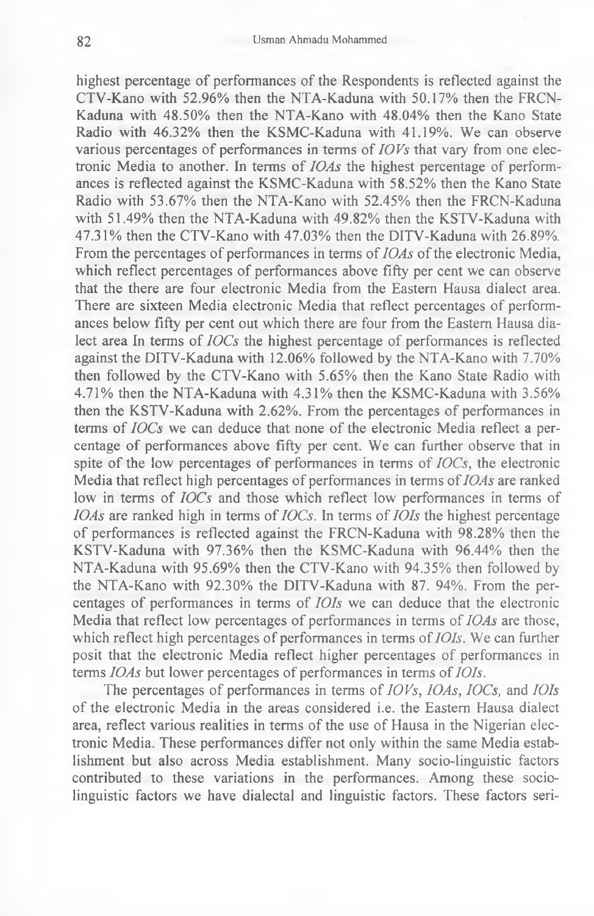highest percentage of performances of the Respondents is reflected against the CTV-Kano with 52.96% then the NTA-Kaduna with 50.17% then the FRCN-Kaduna with 48.50% then the NTA-Kano with 48.04% then the Kano State Radio with 46.32% then the KSMC-Kaduna with 41.19%. We can observe various percentages of performances in terms of *IOVs* that vary from one electronic Media to another. In terms of *IOAs* the highest percentage of performances is reflected against the KSMC-Kaduna with 58.52% then the Kano State Radio with 53.67% then the NTA-Kano with 52.45% then the FRCN-Kaduna with 51.49% then the NTA-Kaduna with 49.82% then the KSTV-Kaduna with 47.31% then the CTV-Kano with 47.03% then the DITV-Kaduna with 26.89%. From the percentages of performances in terms of *IOAs* of the electronic Media, which reflect percentages of performances above fifty per cent we can observe that the there are four electronic Media from the Eastern Hausa dialect area. There are sixteen Media electronic Media that reflect percentages of performances below fifty per cent out which there are four from the Eastern Hausa dialect area In terms of *IOCs* the highest percentage of performances is reflected against the DITV-Kaduna with 12.06% followed by the NTA-Kano with 7.70% then followed by the CTV-Kano with 5.65% then the Kano State Radio with 4.71% then the NTA-Kaduna with 4.31% then the KSMC-Kaduna with 3.56% then the KSTV-Kaduna with 2.62%. From the percentages of performances in terms of *IOCs* we can deduce that none of the electronic Media reflect a percentage of performances above fifty per cent. We can further observe that in spite of the low percentages of performances in terms of *IOCs*, the electronic Media that reflect high percentages of performances in terms of *IOAs* are ranked low in terms of *IOCs* and those which reflect low performances in terms of *IOAs* are ranked high in terms of *IOCs*. In terms of *IOIs* the highest percentage of performances is reflected against the FRCN-Kaduna with 98.28% then the KSTV-Kaduna with 97.36% then the KSMC-Kaduna with 96.44% then the NTA-Kaduna with 95.69% then the CTV-Kano with 94.35% then followed by the NTA-Kano with 92.30% the DITV-Kaduna with 87. 94%. From the percentages of performances in terms of *IOIs* we can deduce that the electronic Media that reflect low percentages of performances in terms of *IOAs* are those, which reflect high percentages of performances in terms of *IOIs*. We can further posit that the electronic Media reflect higher percentages of performances in terms *IOAs* but lower percentages of performances in terms of *IOIs*.

The percentages of performances in terms of *IOVs*, *IOAs*, *IOCs*, and *IOIs* of the electronic Media in the areas considered i.e. the Eastern Hausa dialect area, reflect various realities in terms of the use of Hausa in the Nigerian electronic Media. These performances differ not only within the same Media establishment but also across Media establishment. Many socio-linguistic factors contributed to these variations in the performances. Among these socio-linguistic factors we have dialectal and linguistic factors. These factors seri-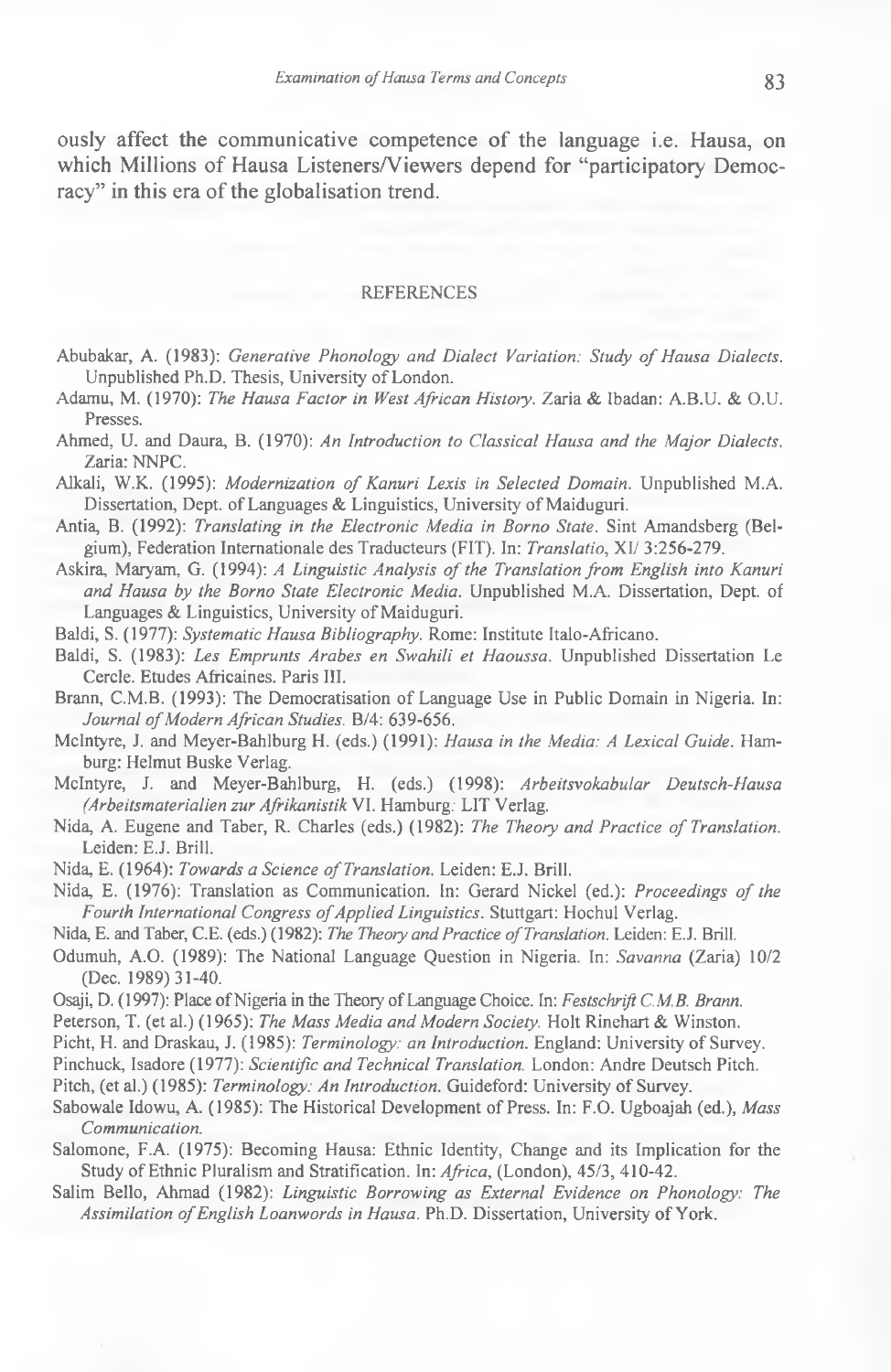ously affect the communicative competence of the language i.e. Hausa, on which Millions of Hausa Listeners/Viewers depend for "participatory Democracy" in this era of the globalisation trend.

## REFERENCES

Abubakar, A. (1983): *Generative Phonology and Dialect Variation: Study of Hausa Dialects*. Unpublished Ph.D. Thesis, University of London.

Adamu, M. (1970): *The Hausa Factor in West African History*. Zaria & Ibadan: A.B.U. & O.U. Presses.

Ahmed, U. and Daura, B. (1970): *An Introduction to Classical Hausa and the Major Dialects*. Zaria: NNPC.

Alkali, W.K. (1995): *Modernization of Kanuri Lexis in Selected Domain*. Unpublished M.A. Dissertation, Dept. of Languages & Linguistics, University of Maiduguri.

Antia, B. (1992): *Translating in the Electronic Media in Borno State*. Sint Amandsberg (Belgium), Federation Internationale des Traducteurs (FIT). In: *Translatio*, XI/ 3:256-279.

Askira, Maryam, G. (1994): *A Linguistic Analysis of the Translation from English into Kanuri and Hausa by the Borno State Electronic Media*. Unpublished M.A. Dissertation, Dept. of Languages & Linguistics, University of Maiduguri.

Baldi, S. (1977): *Systematic Hausa Bibliography*. Rome: Institute Italo-Africano.

Baldi, S. (1983): *Les Emprunts Arabes en Swahili et Haoussa*. Unpublished Dissertation Le Cercle. Etudes Africaines. Paris III.

Brann, C.M.B. (1993): The Democratisation of Language Use in Public Domain in Nigeria. In: *Journal of Modern African Studies*. B/4: 639-656.

McIntyre, J. and Meyer-Bahlburg H. (eds.) (1991): *Hausa in the Media: A Lexical Guide*. Hamburg: Helmut Buske Verlag.

McIntyre, J. and Meyer-Bahlburg, H. (eds.) (1998): *Arbeitsvokabular Deutsch-Hausa (Arbeitsmaterialien zur Afrikanistik* VI. Hamburg: LIT Verlag.

Nida, A. Eugene and Taber, R. Charles (eds.) (1982): *The Theory and Practice of Translation*. Leiden: E.J. Brill.

Nida, E. (1964): *Towards a Science of Translation*. Leiden: E.J. Brill.

Nida, E. (1976): Translation as Communication. In: Gerard Nickel (ed.): *Proceedings of the Fourth International Congress of Applied Linguistics*. Stuttgart: Hochul Verlag.

Nida, E. and Taber, C.E. (eds.) (1982): *The Theory and Practice of Translation*. Leiden: E.J. Brill.

Odumuh, A.O. (1989): The National Language Question in Nigeria. In: *Savanna* (Zaria) 10/2 (Dec. 1989) 31-40.

Osaji, D. (1997): Place of Nigeria in the Theory of Language Choice. In: *Festschrift C.M.B. Brann*.

Peterson, T. (et al.) (1965): *The Mass Media and Modern Society*. Holt Rinehart & Winston.

Picht, H. and Draskau, J. (1985): *Terminology: an Introduction*. England: University of Survey.

Pinchuck, Isadore (1977): *Scientific and Technical Translation*. London: Andre Deutsch Pitch.

Pitch, (et al.) (1985): *Terminology: An Introduction*. Guideford: University of Survey.

Sabowale Idowu, A. (1985): The Historical Development of Press. In: F.O. Ugboajah (ed.), *Mass Communication*.

Salomone, F.A. (1975): Becoming Hausa: Ethnic Identity, Change and its Implication for the Study of Ethnic Pluralism and Stratification. In: *Africa*, (London), 45/3, 410-42.

Salim Bello, Ahmad (1982): *Linguistic Borrowing as External Evidence on Phonology: The Assimilation of English Loanwords in Hausa*. Ph.D. Dissertation, University of York.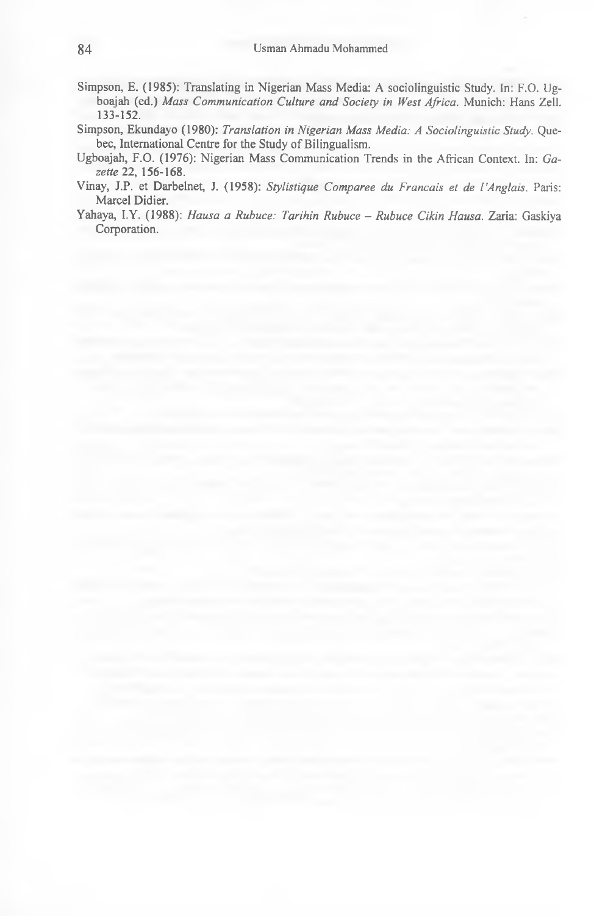Simpson, E. (1985): Translating in Nigerian Mass Media: A sociolinguistic Study. In: F.O. Ugboajah (ed.) *Mass Communication Culture and Society in West Africa*. Munich: Hans Zell. 133-152.

Simpson, Ekundayo (1980): *Translation in Nigerian Mass Media: A Sociolinguistic Study*. Quebec, International Centre for the Study of Bilingualism.

Ugboajah, F.O. (1976): Nigerian Mass Communication Trends in the African Context. In: *Gazette* 22, 156-168.

Vinay, J.P. et Darbelnet, J. (1958): *Stylistique Comparee du Francais et de l'Anglais*. Paris: Marcel Didier.

Yahaya, I.Y. (1988): *Hausa a Rubuce: Tarihin Rubuce – Rubuce Cikin Hausa*. Zaria: Gaskiya Corporation.